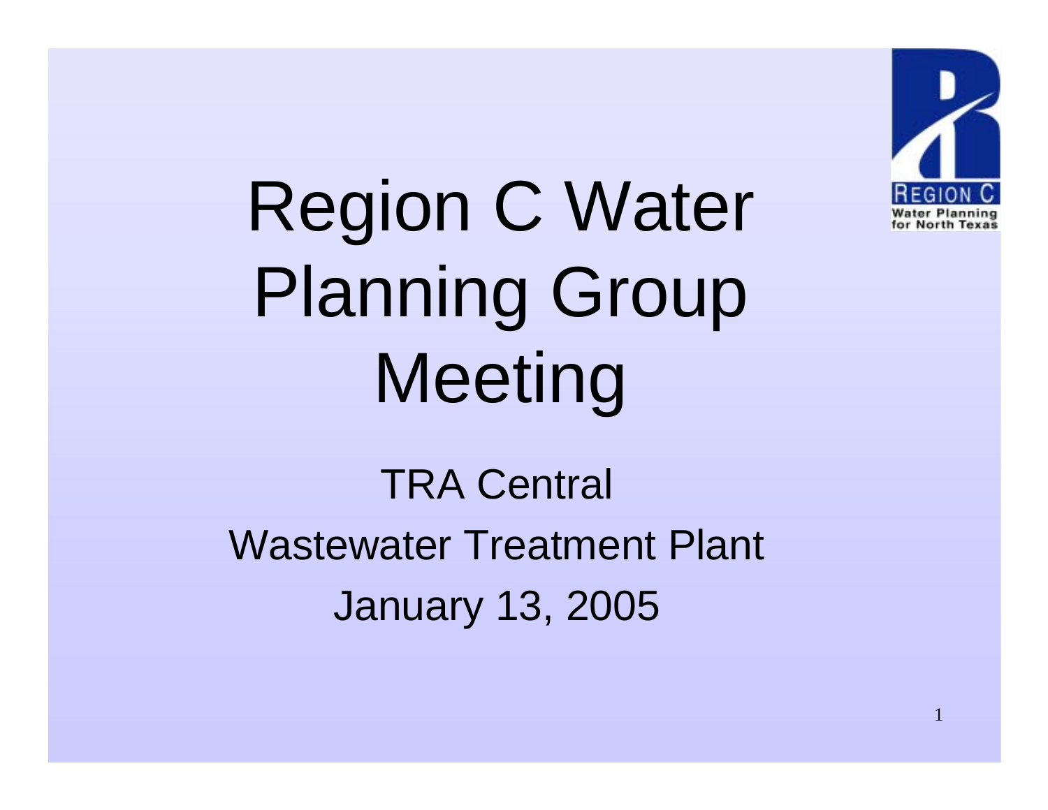# Region C Water Planning Group Meeting

TRA Central

Wastewater Treatment Plant

January 13, 2005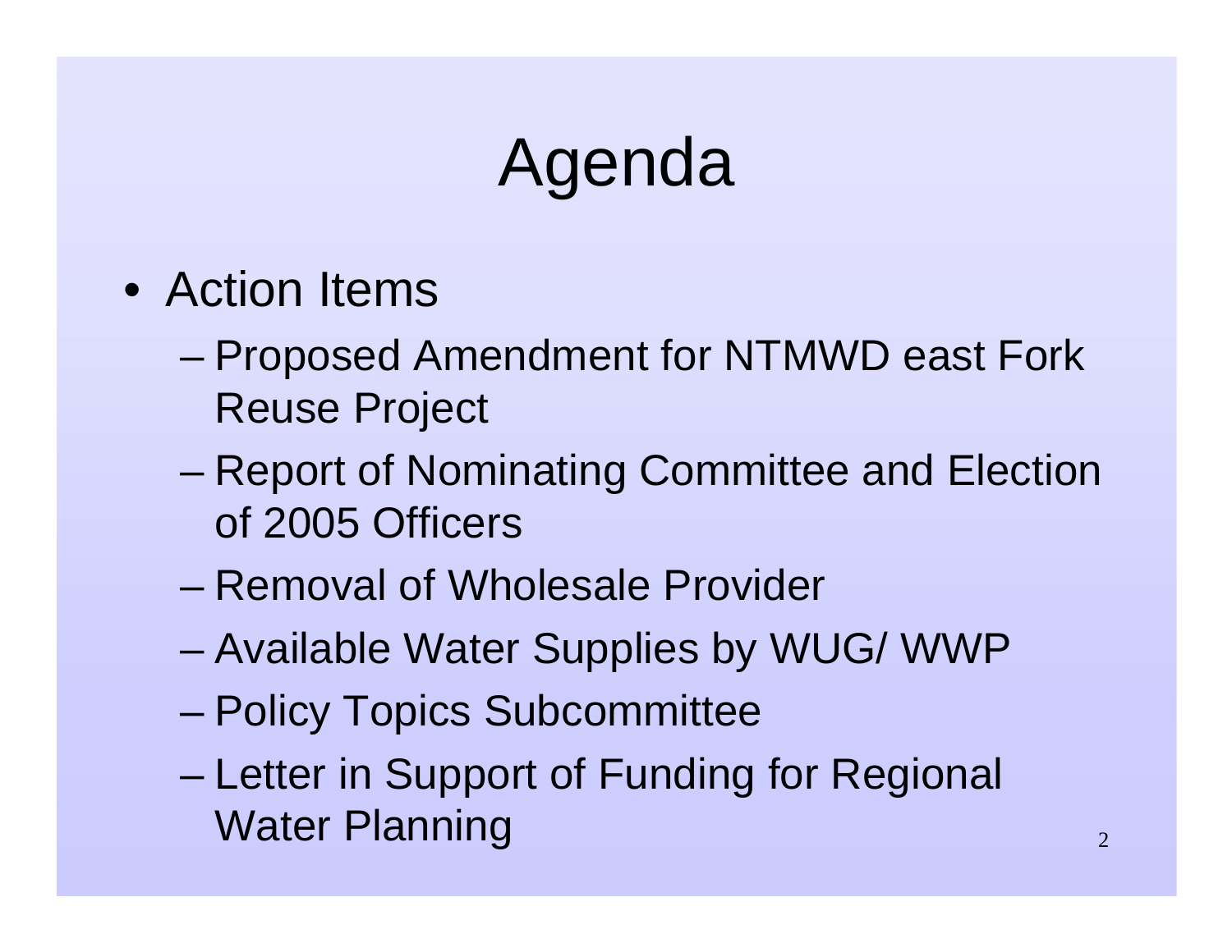# Agenda

- Action Items
  - Proposed Amendment for NTMWD east Fork Reuse Project
  - Report of Nominating Committee and Election of 2005 Officers
  - Removal of Wholesale Provider
  - Available Water Supplies by WUG/ WWP
  - Policy Topics Subcommittee
  - Letter in Support of Funding for Regional Water Planning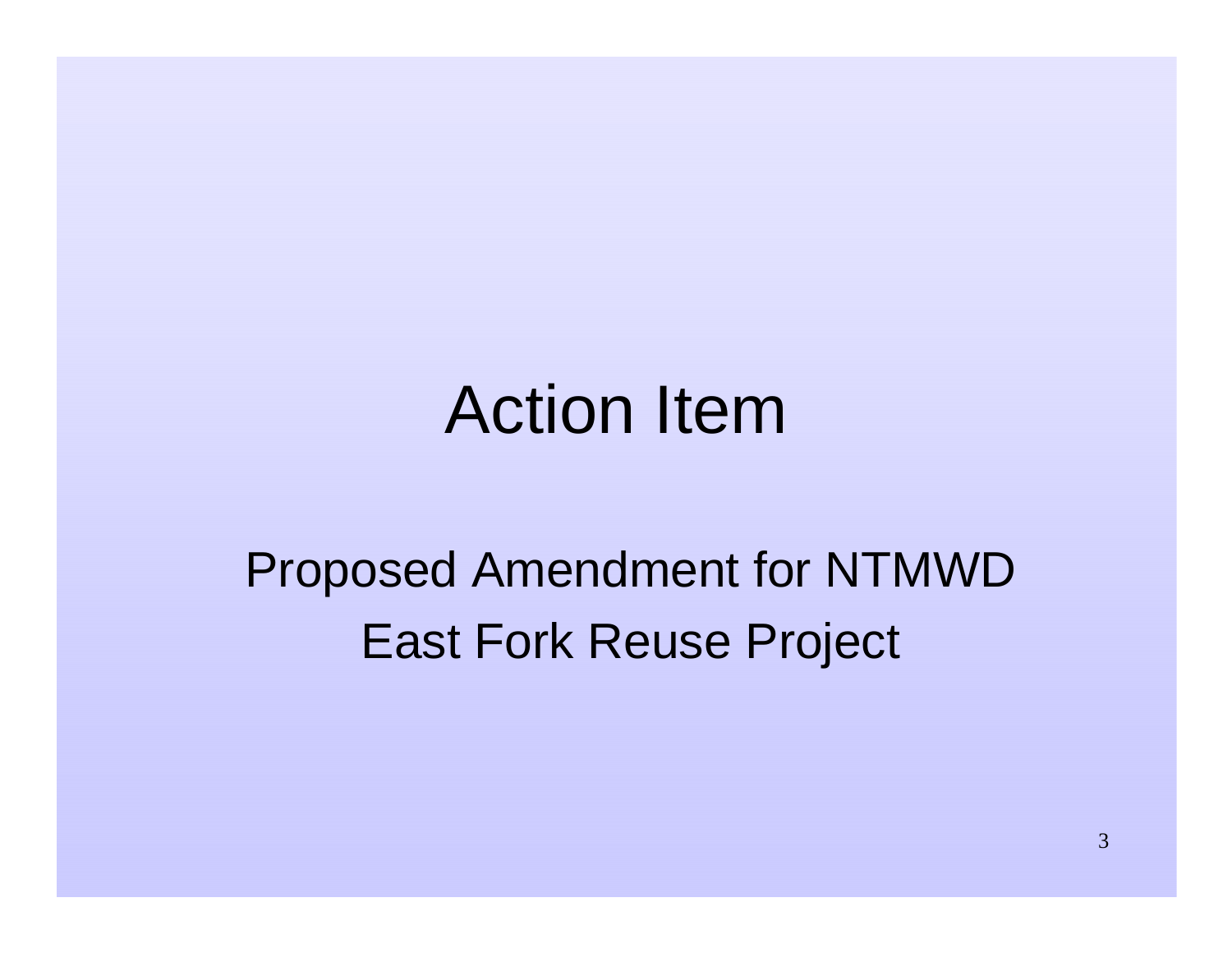# Action Item

Proposed Amendment for NTMWD East Fork Reuse Project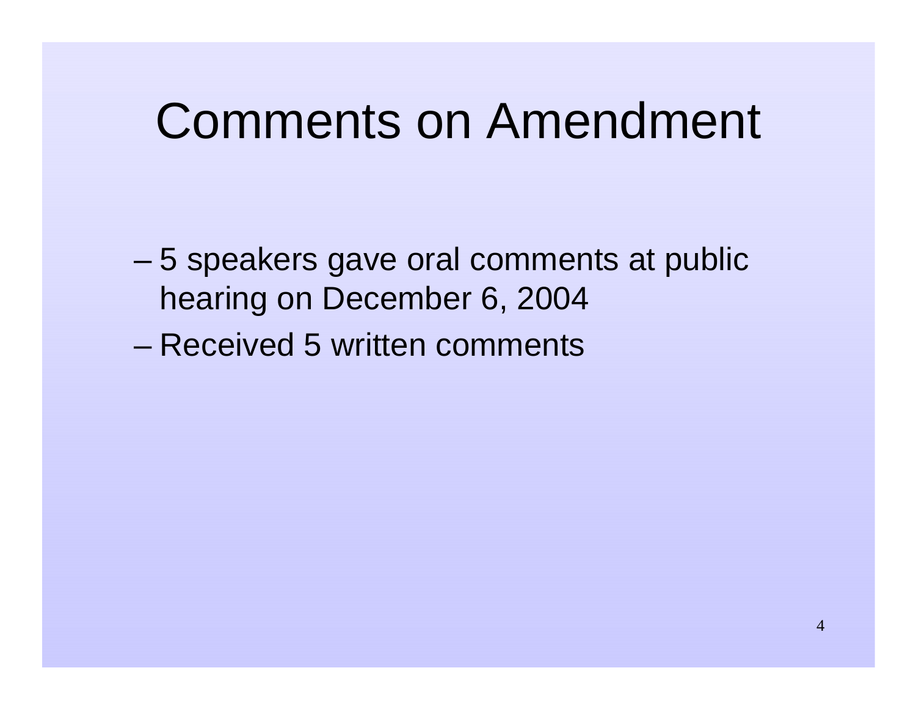# Comments on Amendment

- 5 speakers gave oral comments at public hearing on December 6, 2004
- Received 5 written comments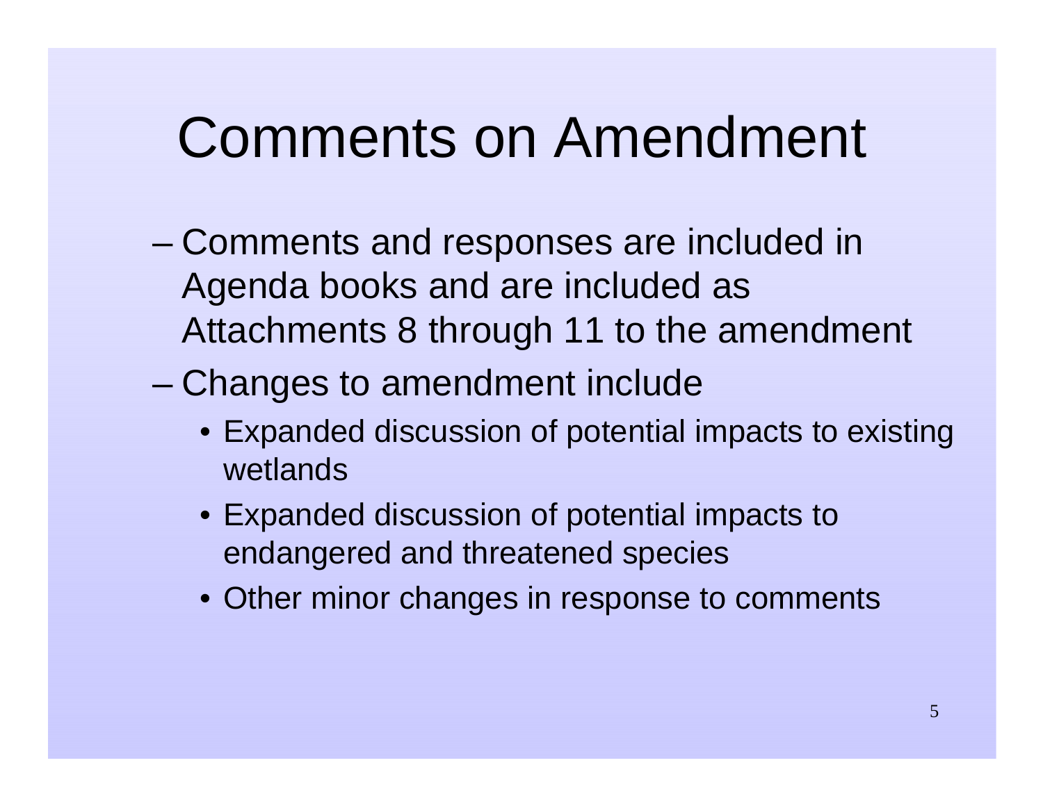# Comments on Amendment

- Comments and responses are included in Agenda books and are included as Attachments 8 through 11 to the amendment
- Changes to amendment include
  - Expanded discussion of potential impacts to existing wetlands
  - Expanded discussion of potential impacts to endangered and threatened species
  - Other minor changes in response to comments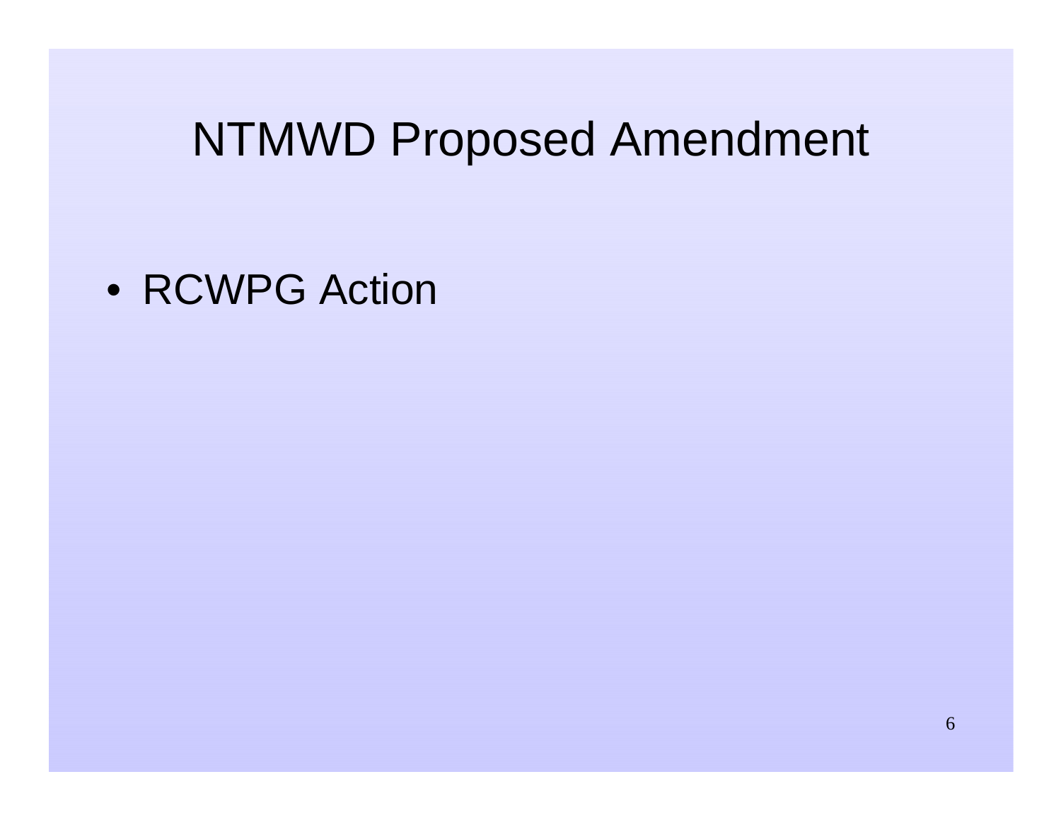# NTMWD Proposed Amendment

- RCWPG Action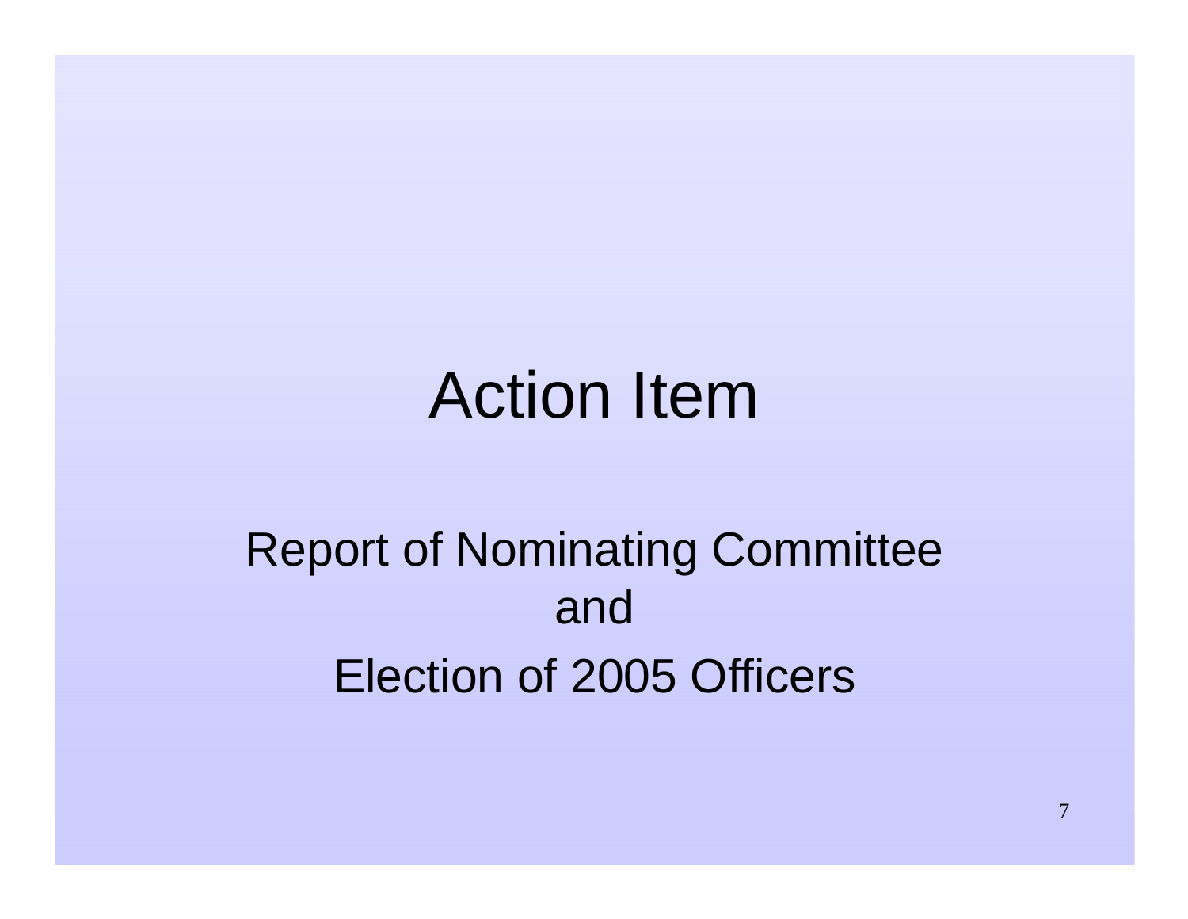# Action Item

Report of Nominating Committee
and
Election of 2005 Officers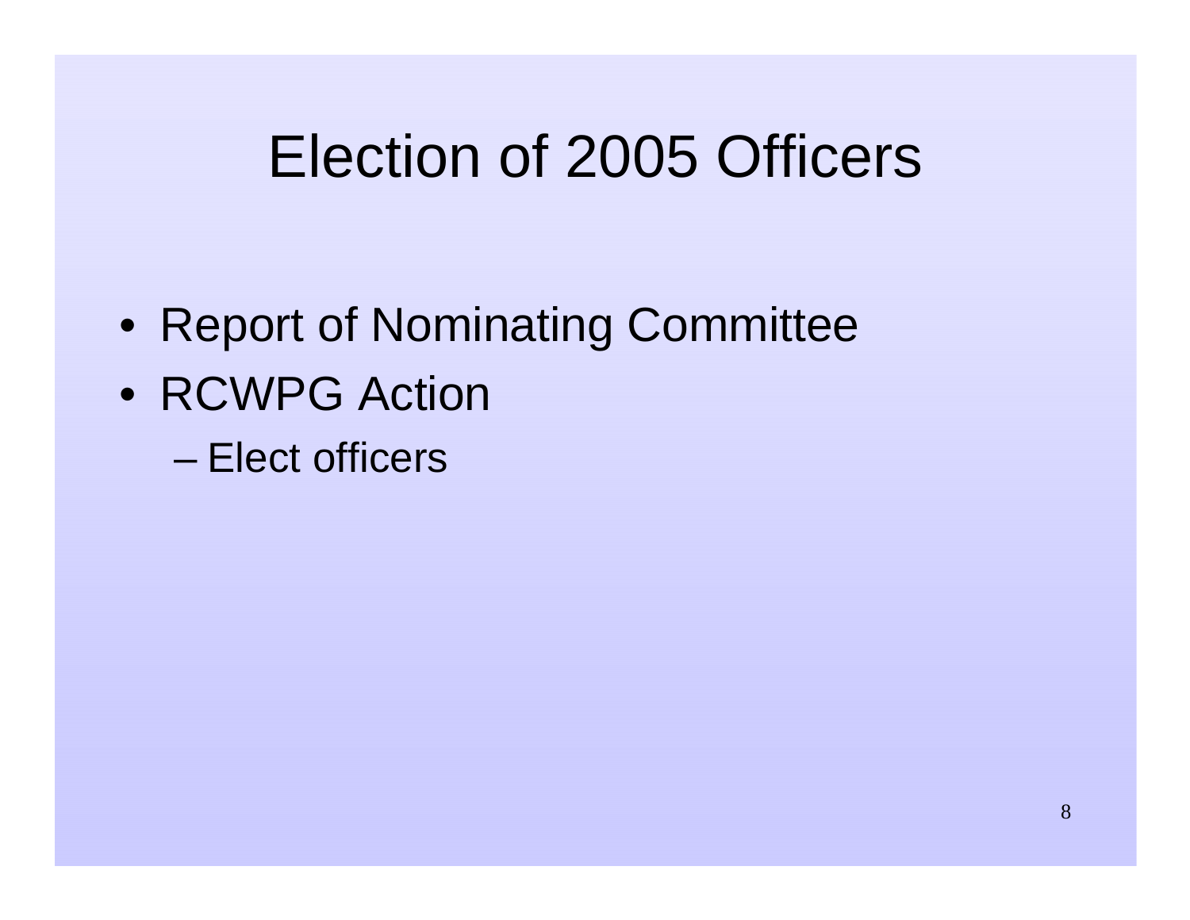# Election of 2005 Officers

- Report of Nominating Committee
- RCWPG Action
  - Elect officers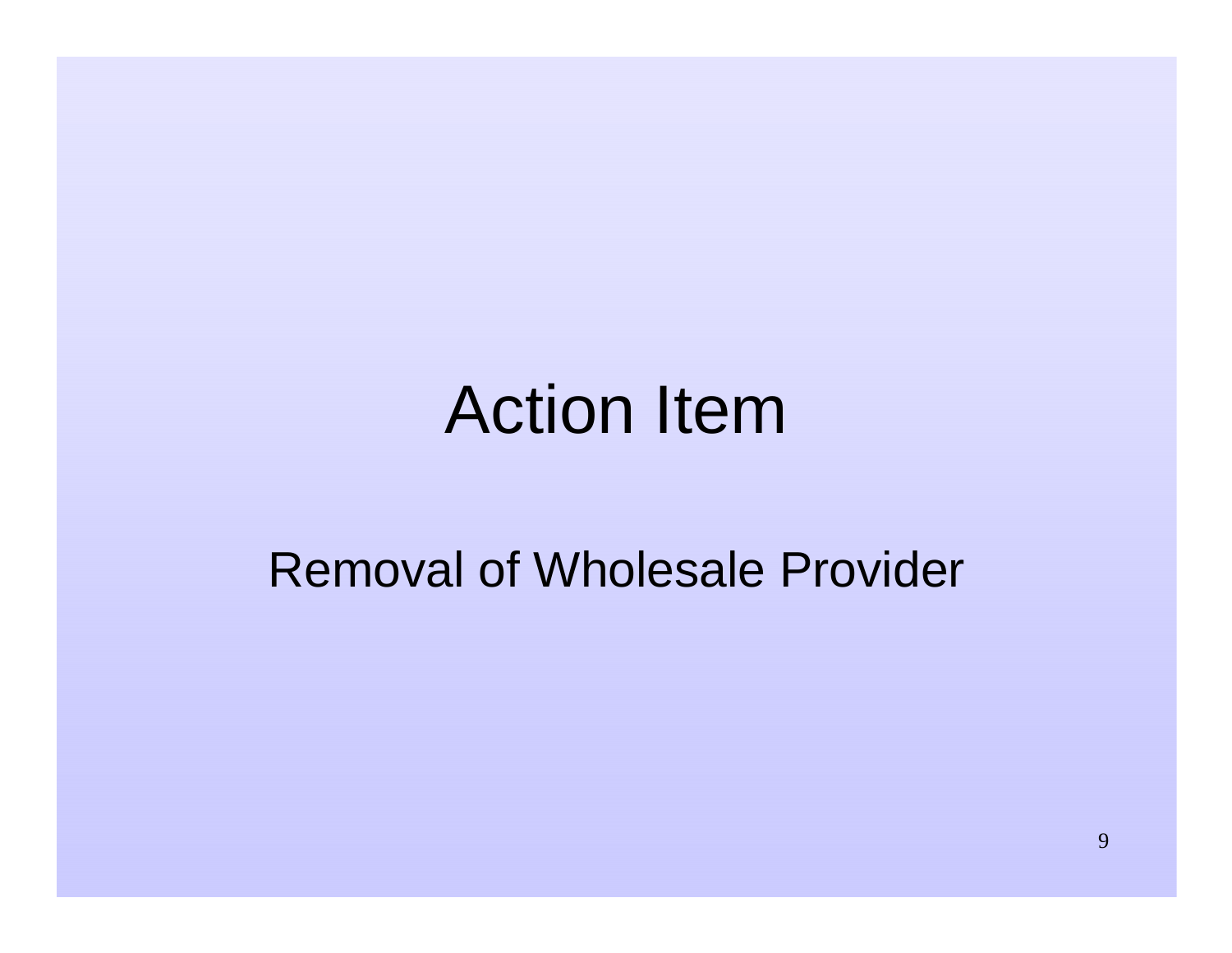# Action Item

Removal of Wholesale Provider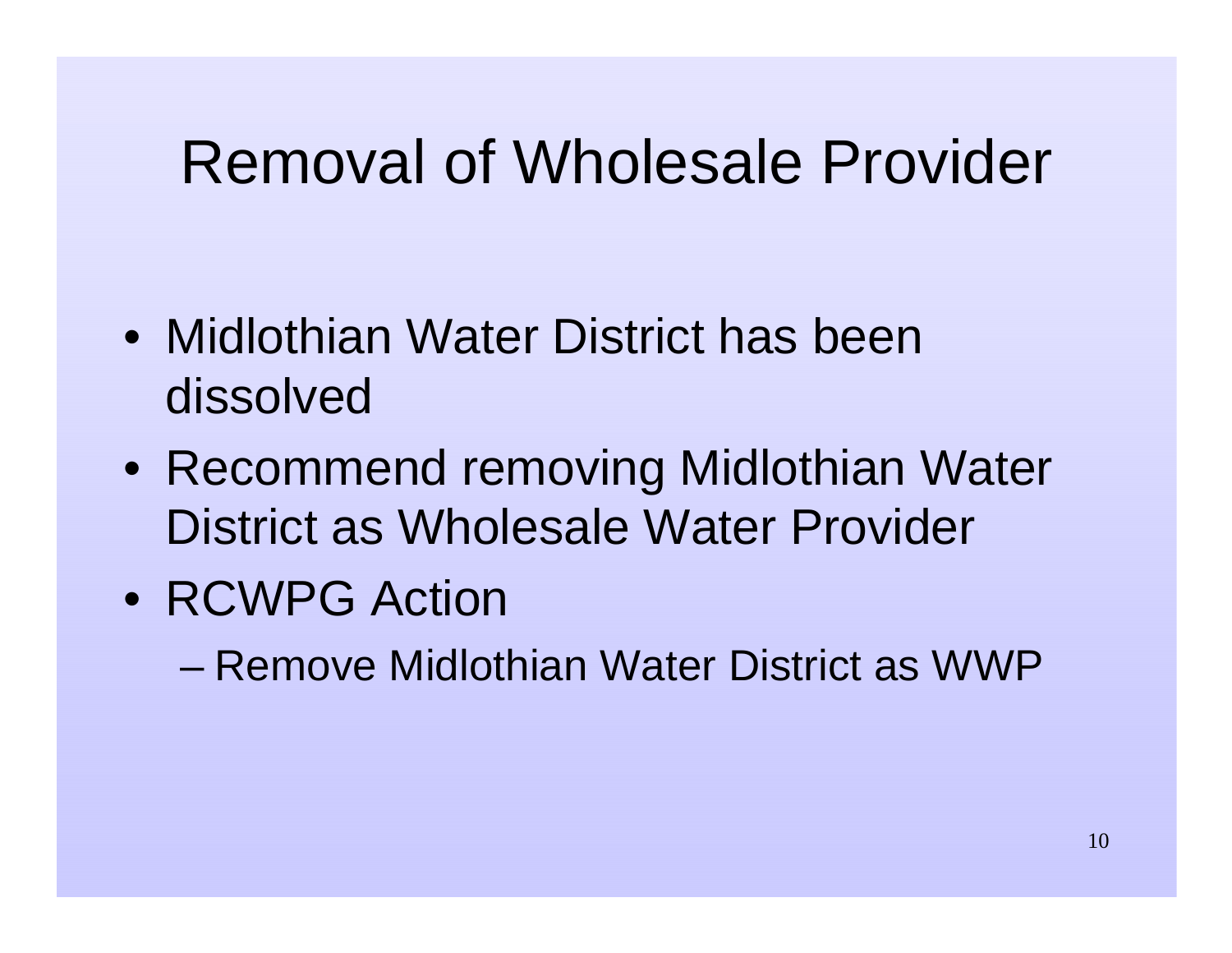# Removal of Wholesale Provider

- Midlothian Water District has been dissolved
- Recommend removing Midlothian Water District as Wholesale Water Provider
- RCWPG Action
  - Remove Midlothian Water District as WWP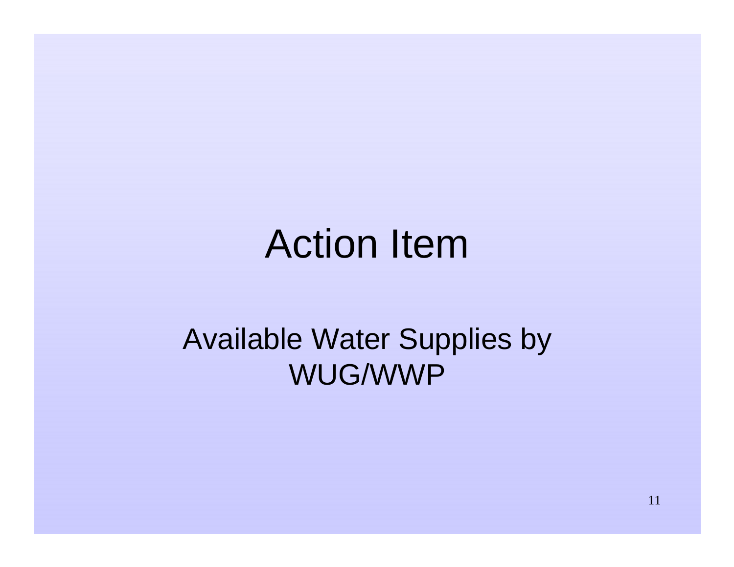# Action Item

Available Water Supplies by WUG/WWP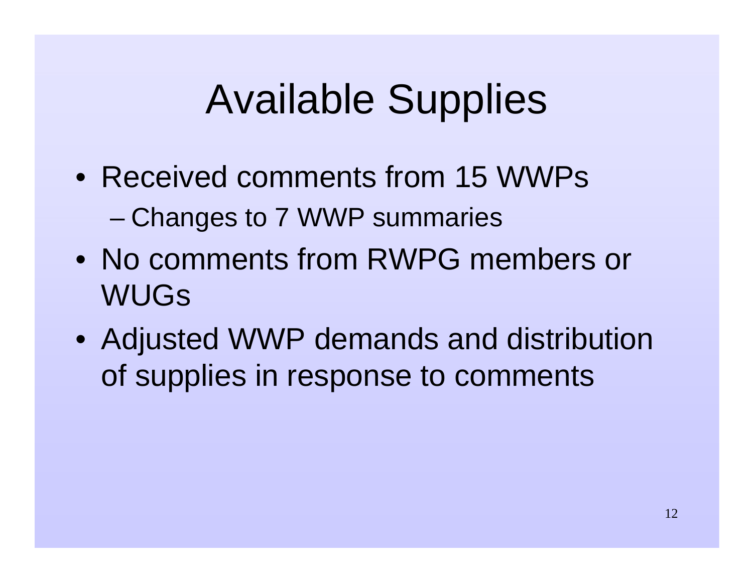# Available Supplies

- Received comments from 15 WWPs
  - Changes to 7 WWP summaries
- No comments from RWPG members or WUGs
- Adjusted WWP demands and distribution of supplies in response to comments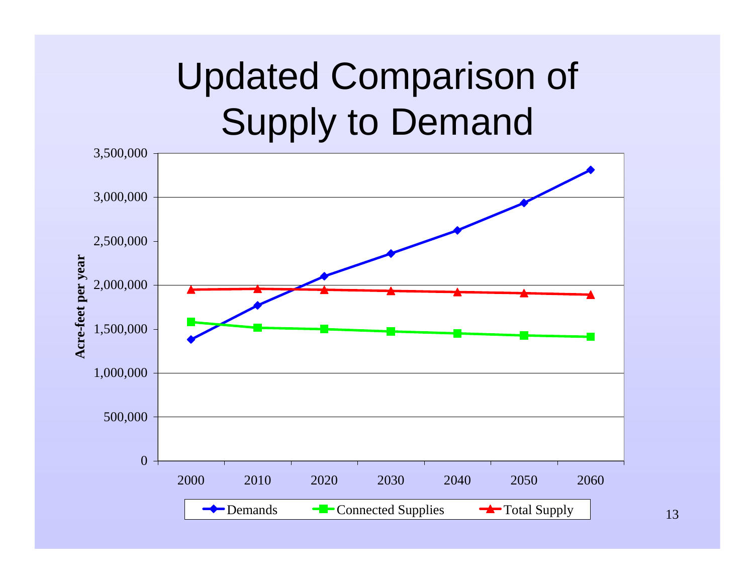# Updated Comparison of Supply to Demand

3,500,000
3,000,000
2,500,000
2,000,000
1,500,000
1,000,000
500,000
0

Acre-feet per year

2000 2010 2020 2030 2040 2050 2060

Demands · Connected Supplies · Total Supply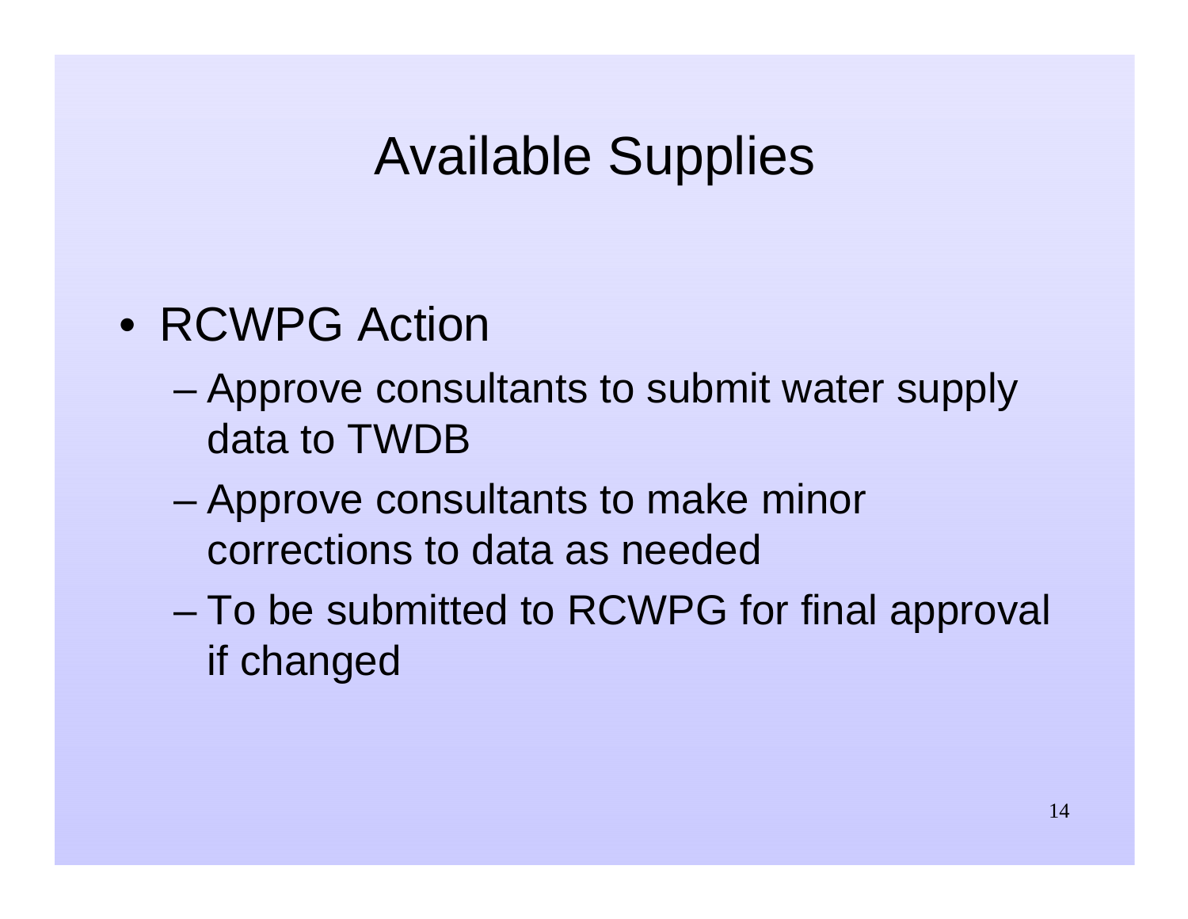# Available Supplies

- RCWPG Action
  - Approve consultants to submit water supply data to TWDB
  - Approve consultants to make minor corrections to data as needed
  - To be submitted to RCWPG for final approval if changed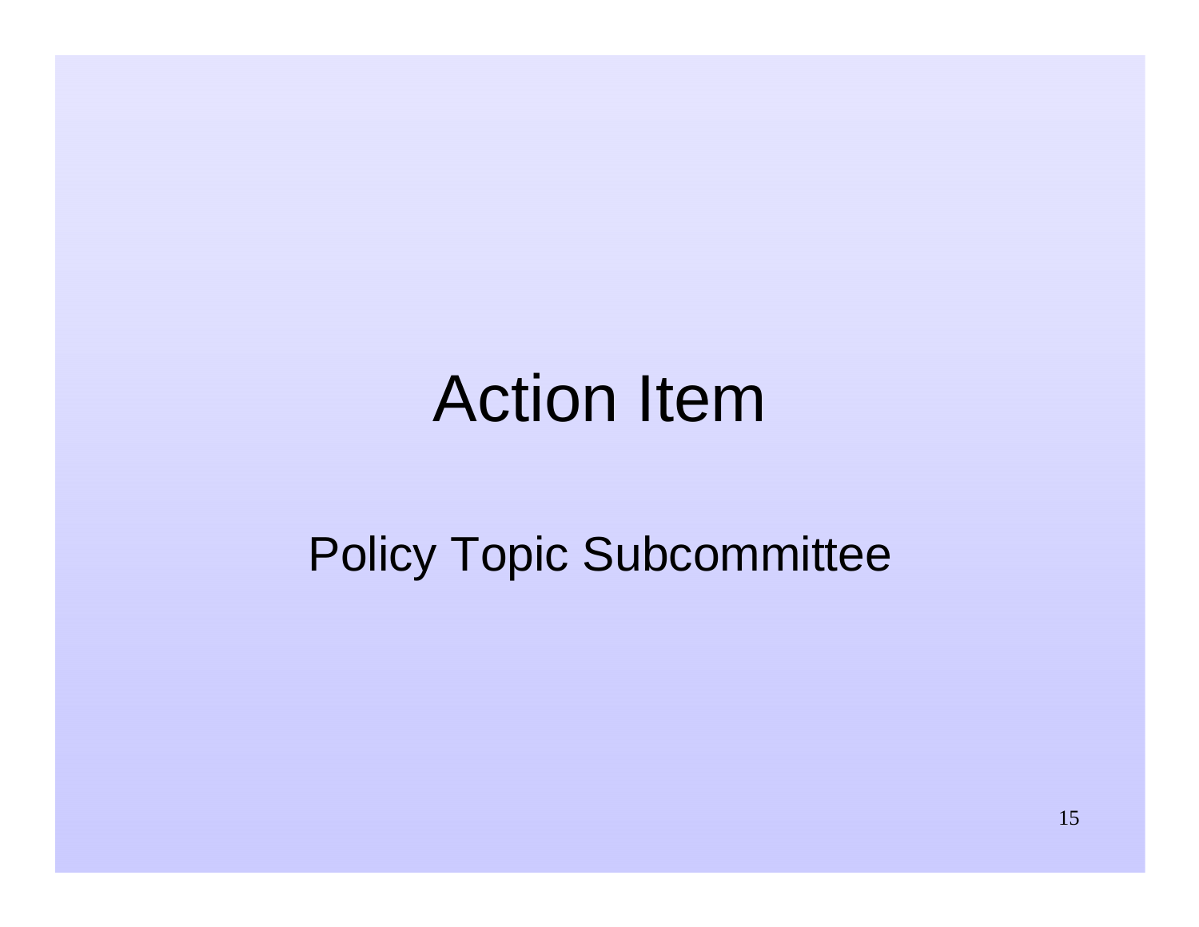# Action Item

Policy Topic Subcommittee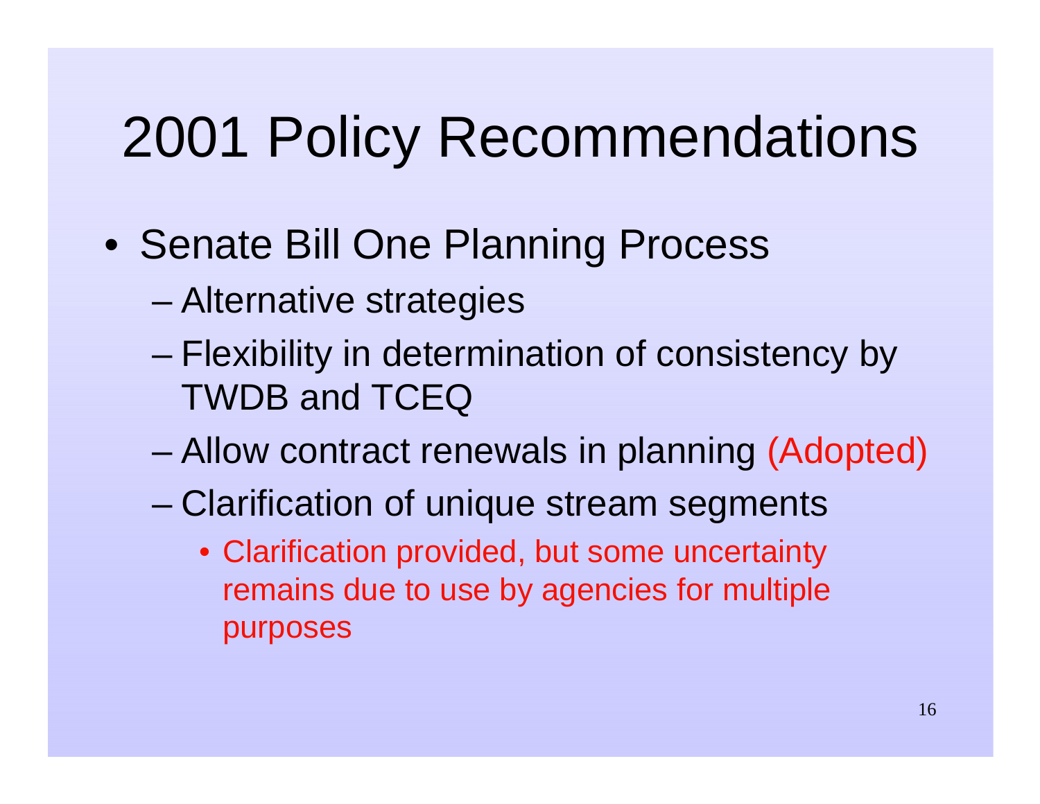# 2001 Policy Recommendations

- Senate Bill One Planning Process
  - Alternative strategies
  - Flexibility in determination of consistency by TWDB and TCEQ
  - Allow contract renewals in planning (Adopted)
  - Clarification of unique stream segments
    - Clarification provided, but some uncertainty remains due to use by agencies for multiple purposes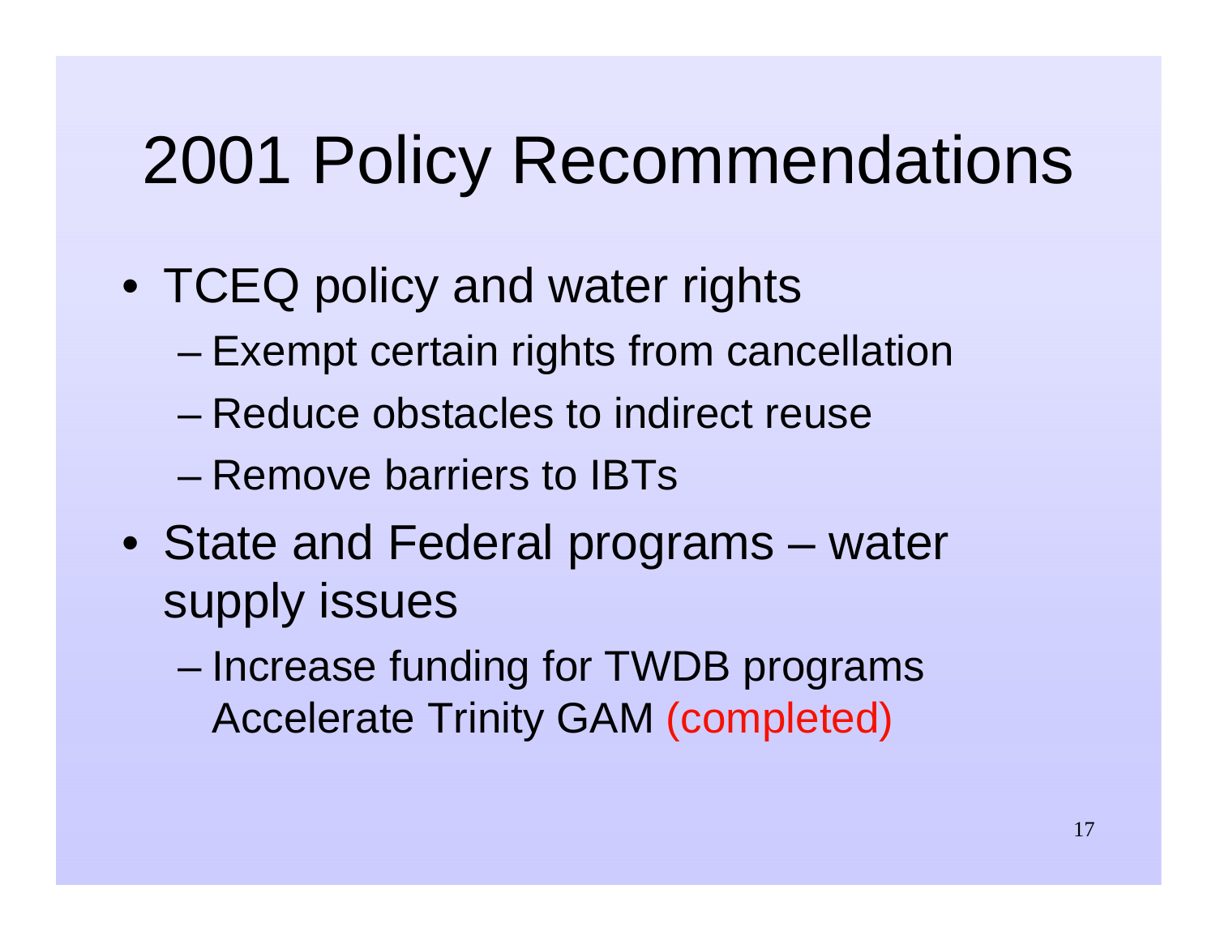# 2001 Policy Recommendations

- TCEQ policy and water rights
  - Exempt certain rights from cancellation
  - Reduce obstacles to indirect reuse
  - Remove barriers to IBTs
- State and Federal programs – water supply issues
  - Increase funding for TWDB programs Accelerate Trinity GAM (completed)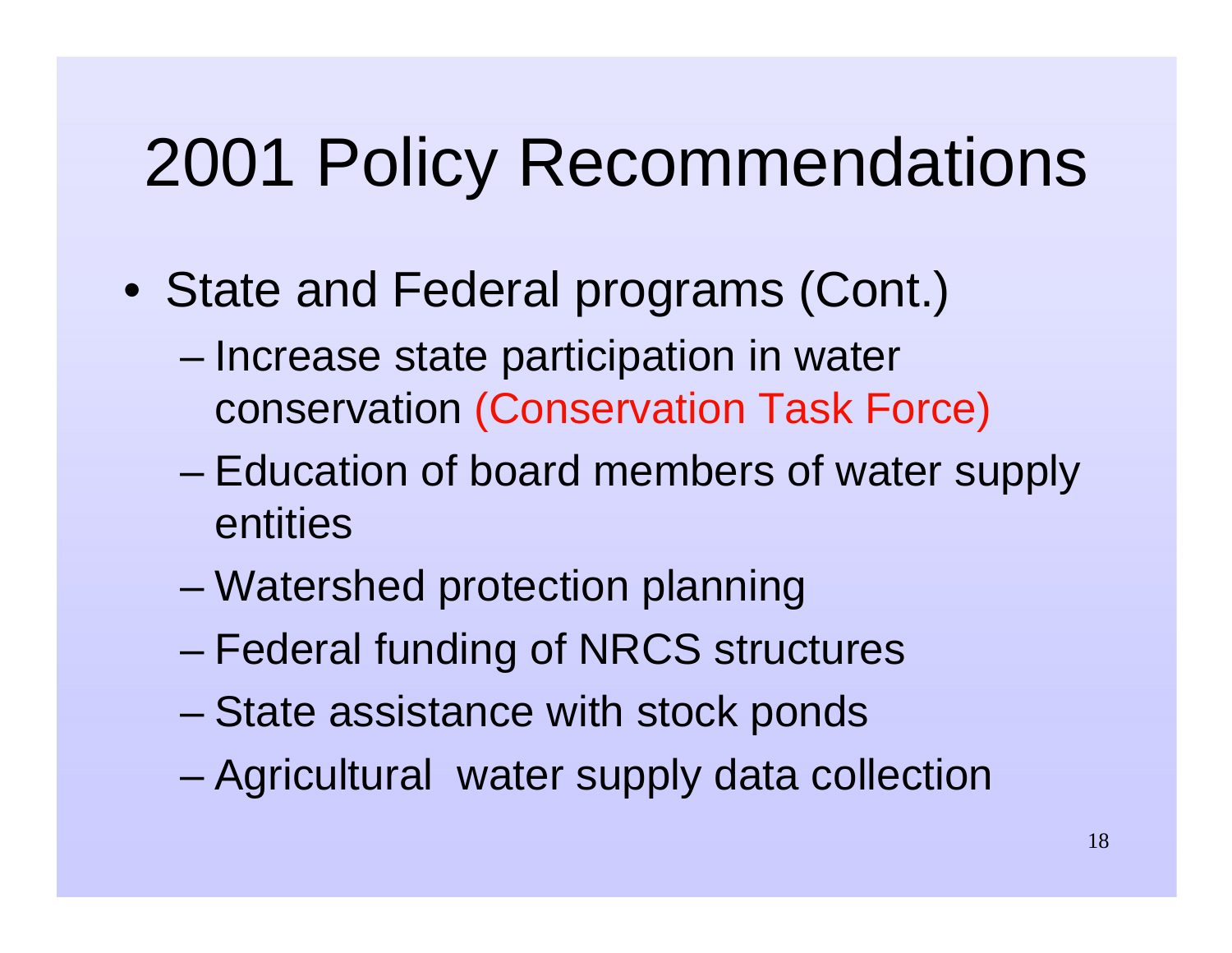# 2001 Policy Recommendations

- State and Federal programs (Cont.)
  - Increase state participation in water conservation (Conservation Task Force)
  - Education of board members of water supply entities
  - Watershed protection planning
  - Federal funding of NRCS structures
  - State assistance with stock ponds
  - Agricultural water supply data collection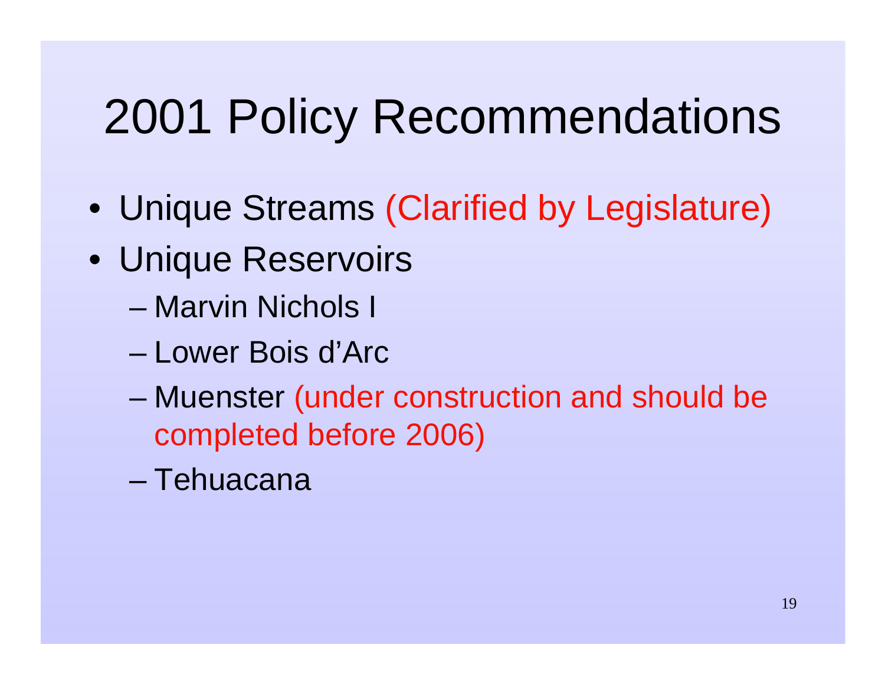# 2001 Policy Recommendations

- Unique Streams (Clarified by Legislature)
- Unique Reservoirs
  - Marvin Nichols I
  - Lower Bois d'Arc
  - Muenster (under construction and should be completed before 2006)
  - Tehuacana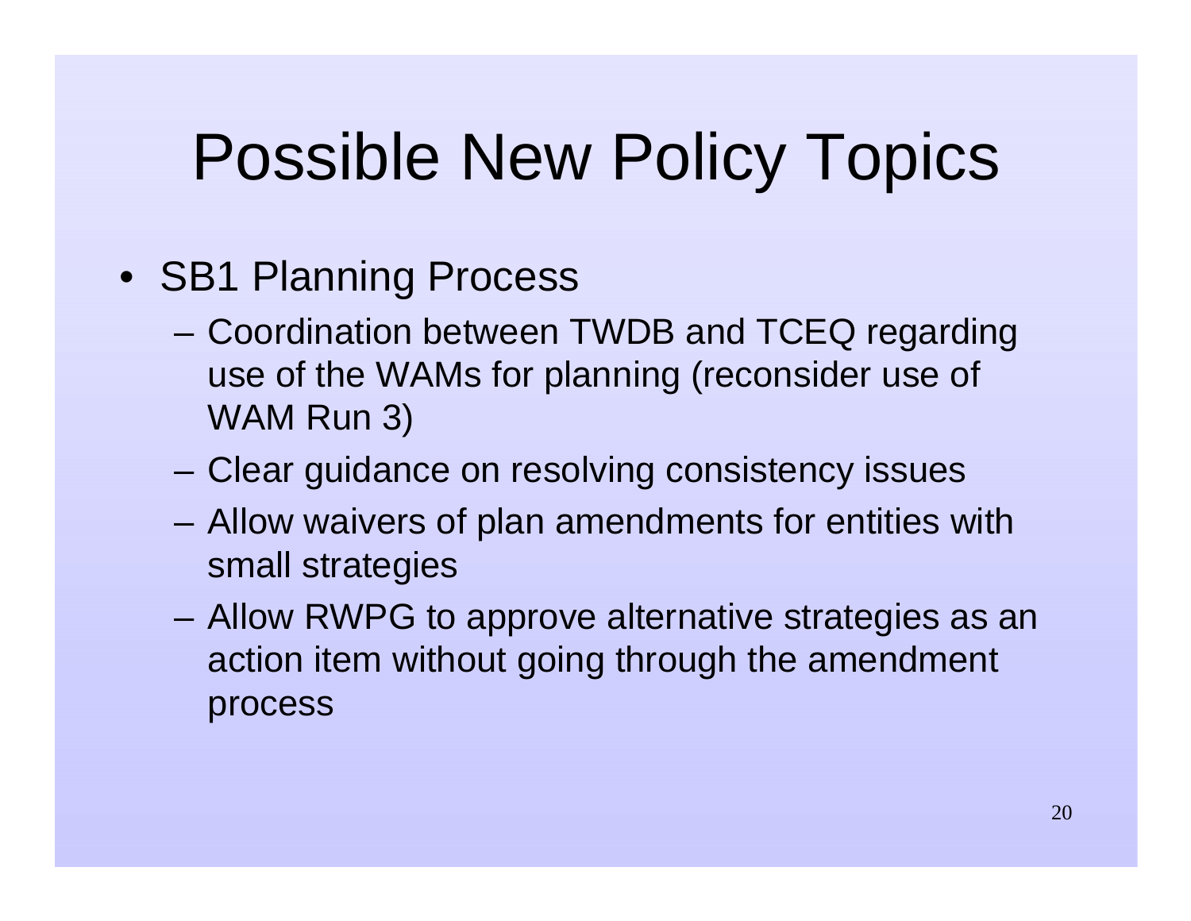# Possible New Policy Topics

- SB1 Planning Process
  - Coordination between TWDB and TCEQ regarding use of the WAMs for planning (reconsider use of WAM Run 3)
  - Clear guidance on resolving consistency issues
  - Allow waivers of plan amendments for entities with small strategies
  - Allow RWPG to approve alternative strategies as an action item without going through the amendment process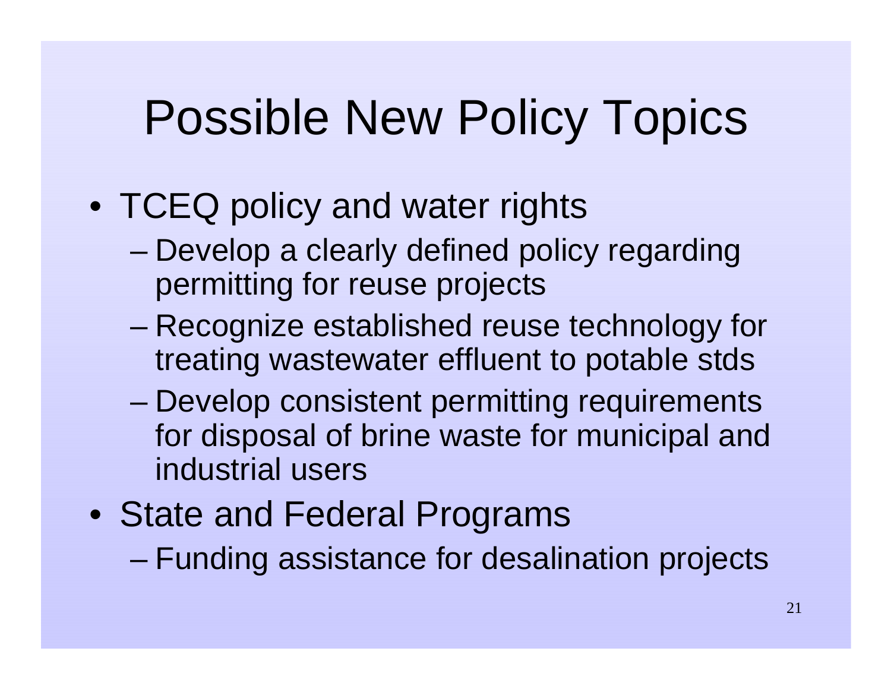# Possible New Policy Topics

- TCEQ policy and water rights
  - Develop a clearly defined policy regarding permitting for reuse projects
  - Recognize established reuse technology for treating wastewater effluent to potable stds
  - Develop consistent permitting requirements for disposal of brine waste for municipal and industrial users
- State and Federal Programs
  - Funding assistance for desalination projects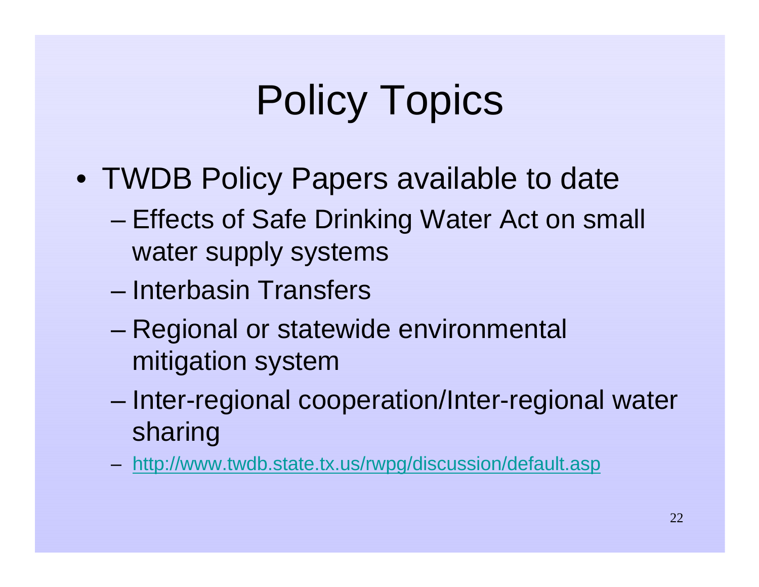# Policy Topics

- TWDB Policy Papers available to date
  - Effects of Safe Drinking Water Act on small water supply systems
  - Interbasin Transfers
  - Regional or statewide environmental mitigation system
  - Inter-regional cooperation/Inter-regional water sharing
  - http://www.twdb.state.tx.us/rwpg/discussion/default.asp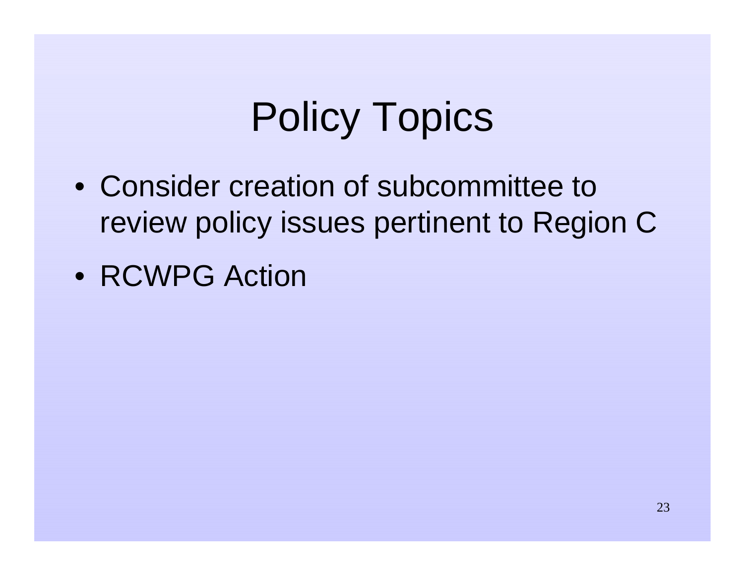# Policy Topics

- Consider creation of subcommittee to review policy issues pertinent to Region C
- RCWPG Action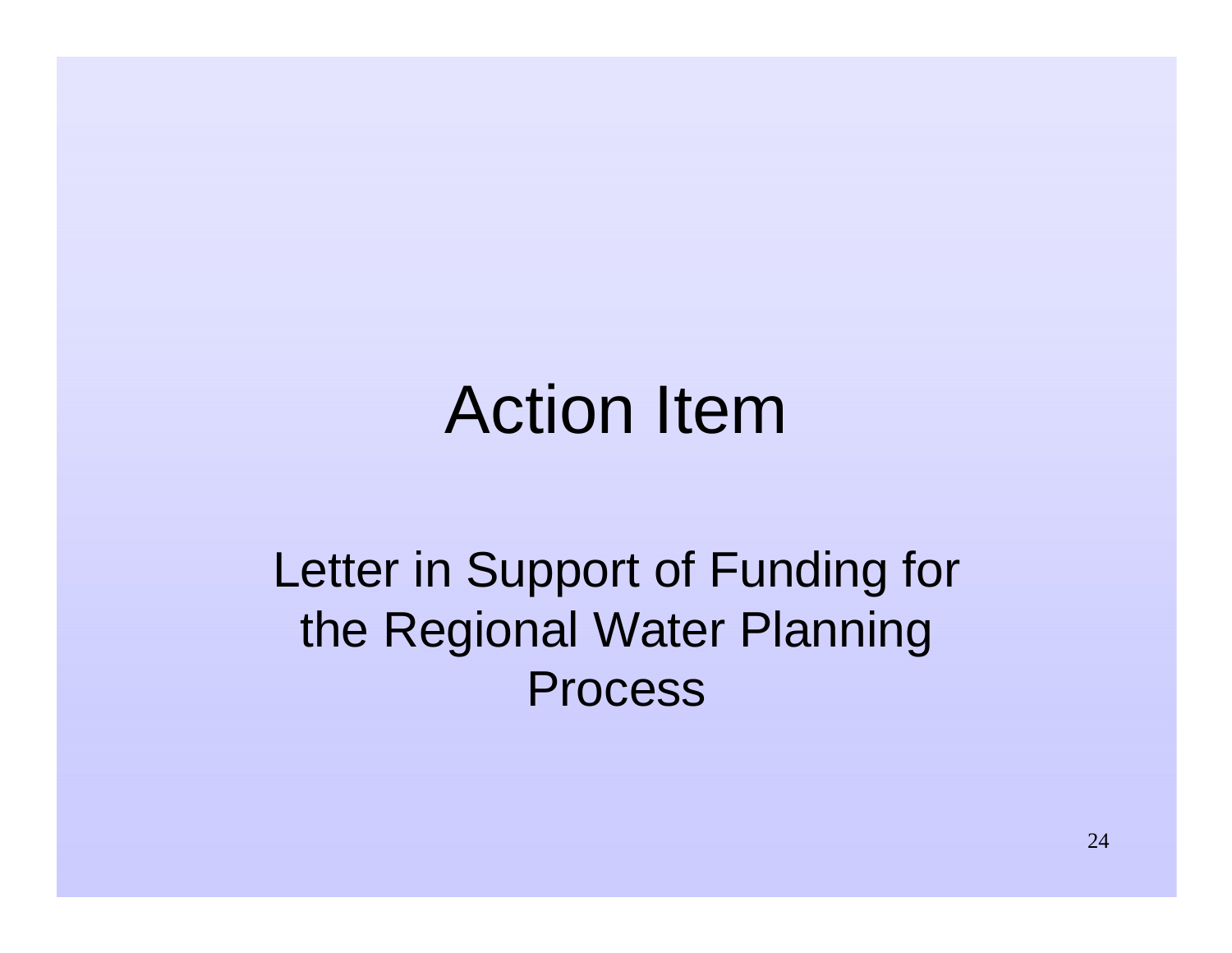# Action Item

Letter in Support of Funding for the Regional Water Planning Process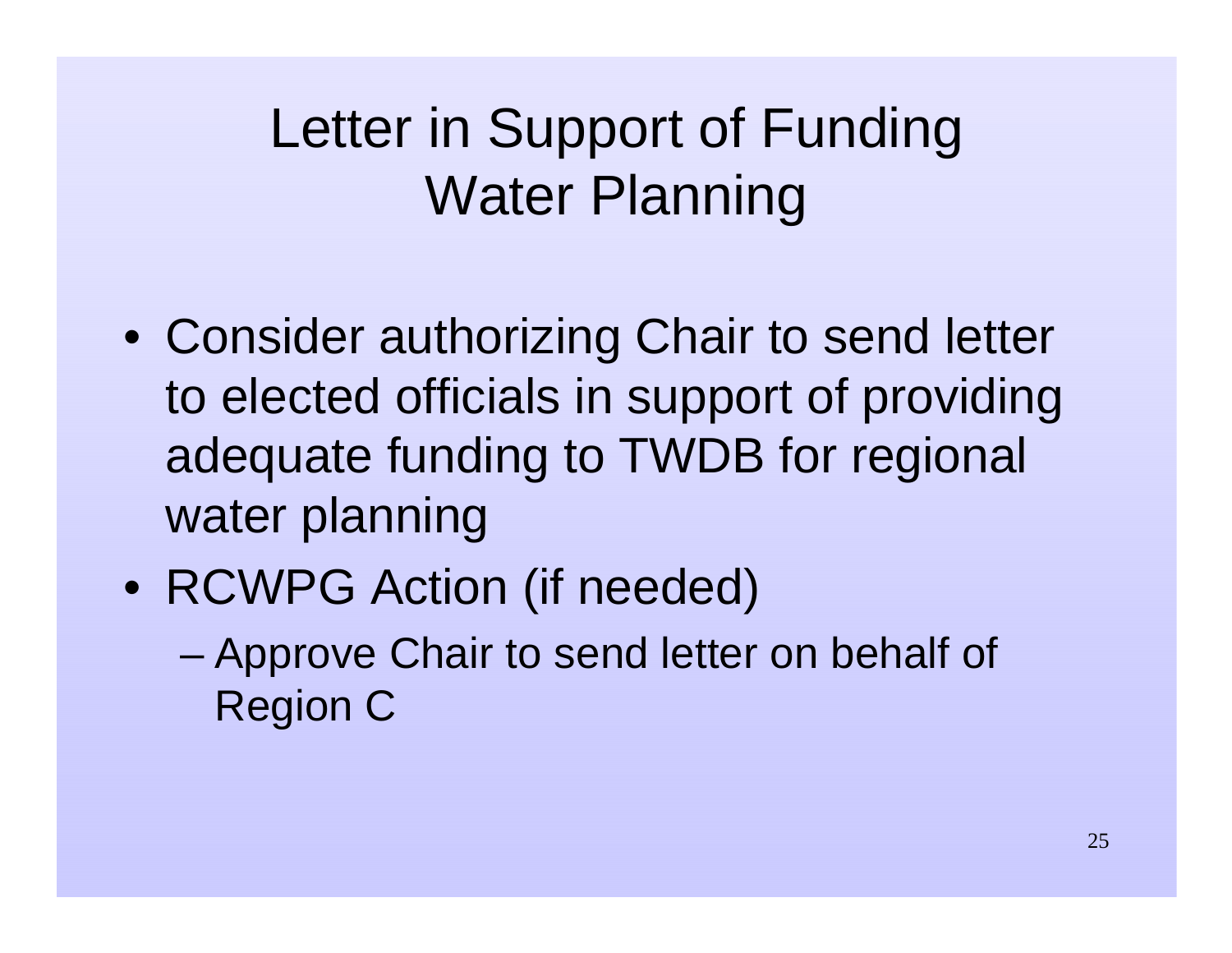# Letter in Support of Funding Water Planning

- Consider authorizing Chair to send letter to elected officials in support of providing adequate funding to TWDB for regional water planning
- RCWPG Action (if needed)
  - Approve Chair to send letter on behalf of Region C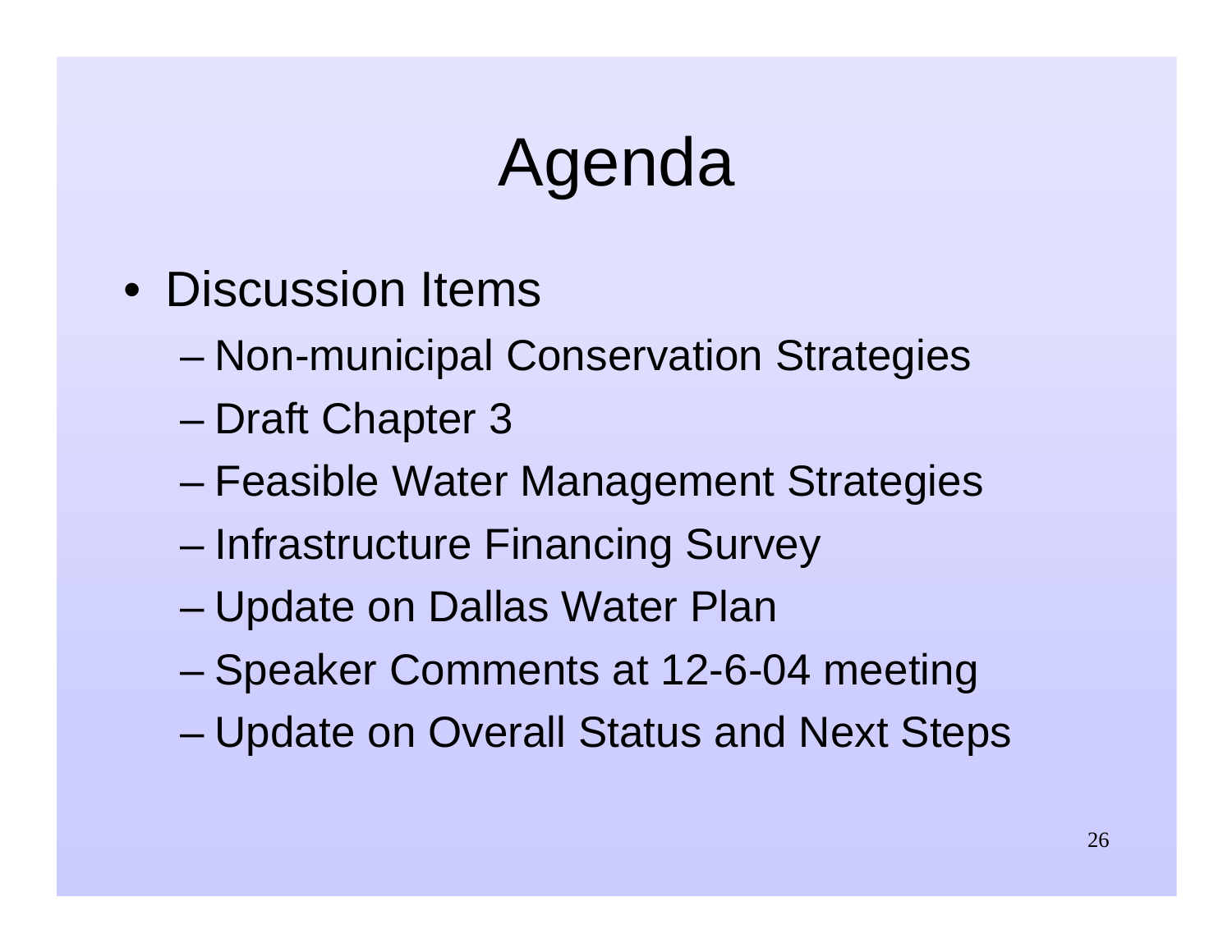# Agenda

- Discussion Items
  - Non-municipal Conservation Strategies
  - Draft Chapter 3
  - Feasible Water Management Strategies
  - Infrastructure Financing Survey
  - Update on Dallas Water Plan
  - Speaker Comments at 12-6-04 meeting
  - Update on Overall Status and Next Steps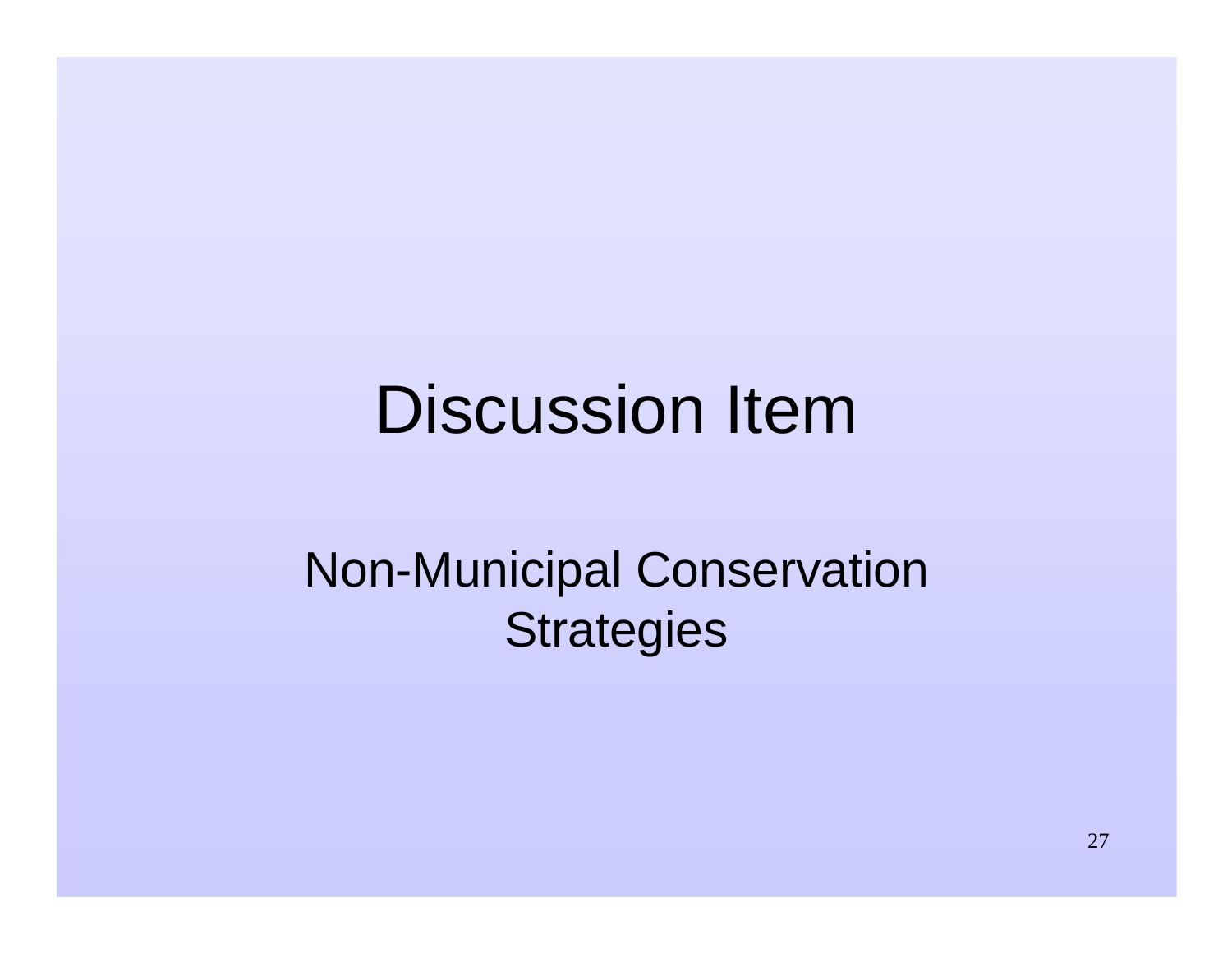# Discussion Item

Non-Municipal Conservation Strategies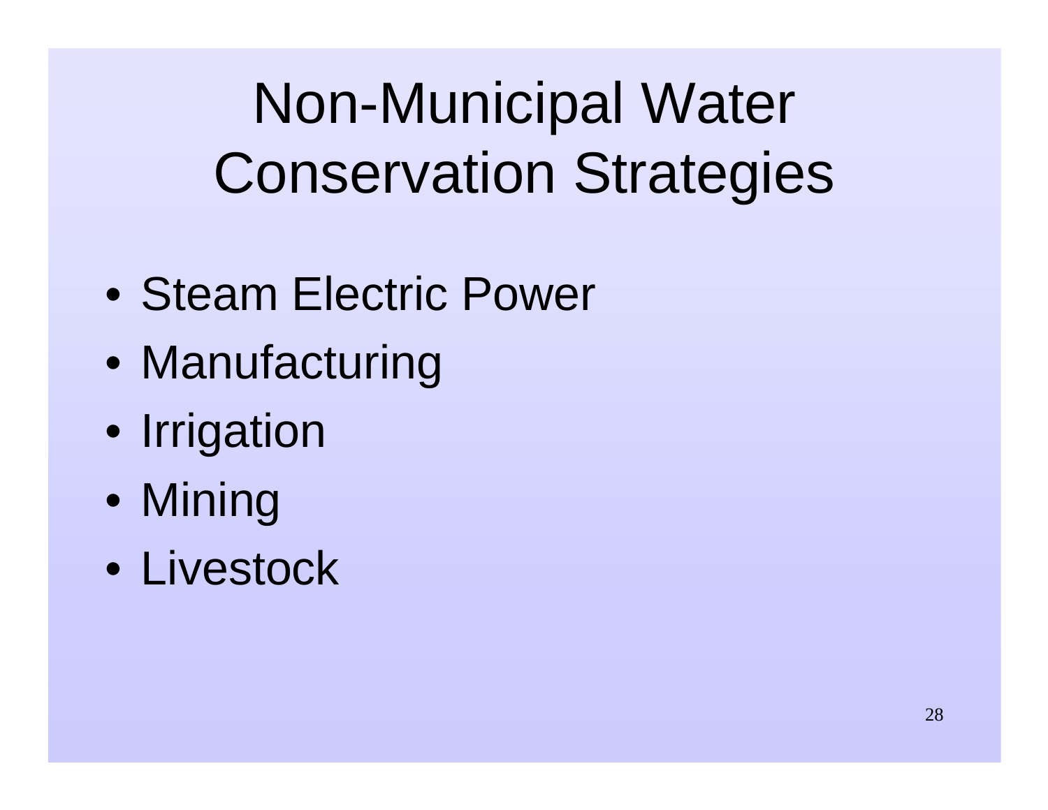# Non-Municipal Water Conservation Strategies

- Steam Electric Power
- Manufacturing
- Irrigation
- Mining
- Livestock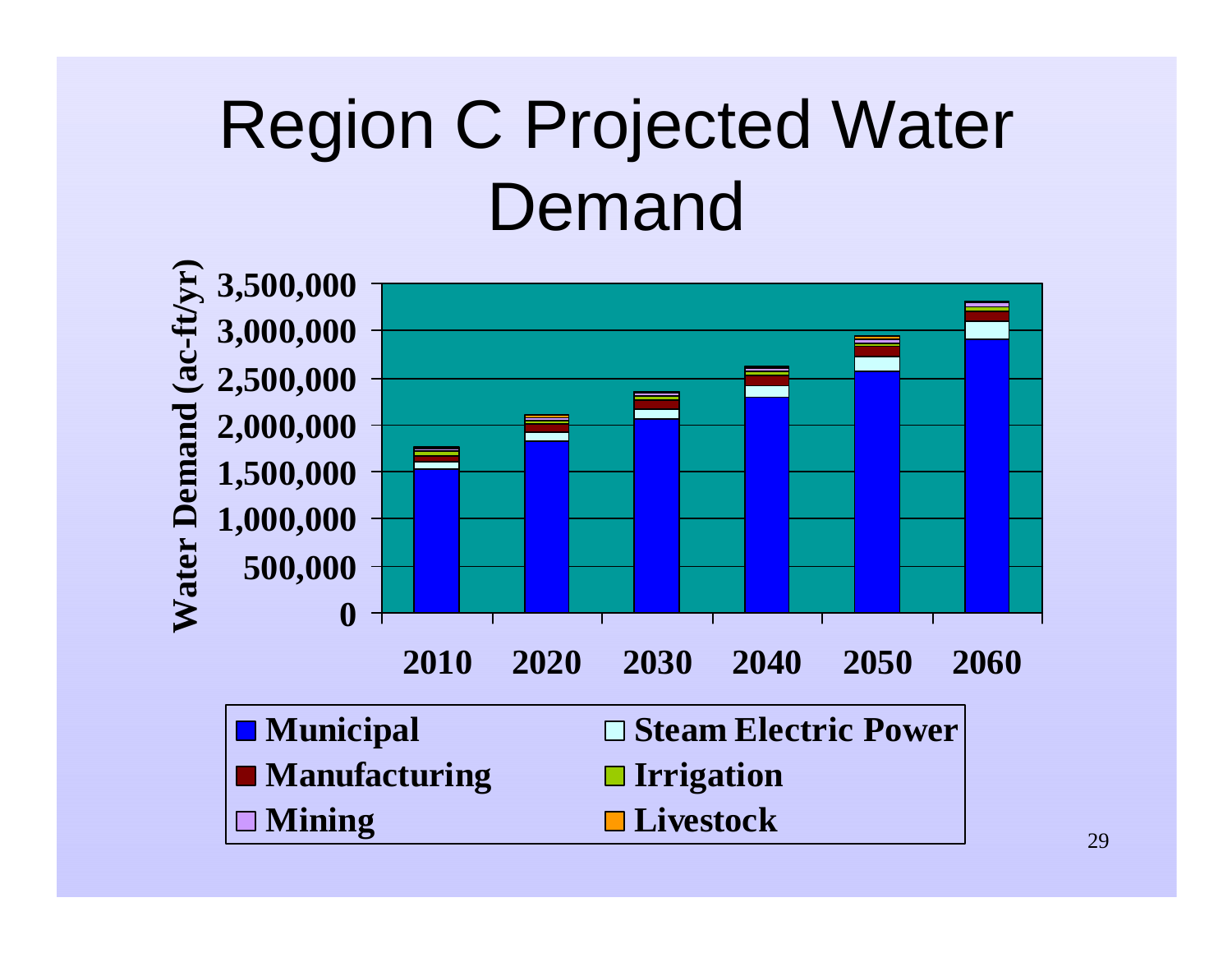# Region C Projected Water Demand

Water Demand (ac-ft/yr)

3,500,000
3,000,000
2,500,000
2,000,000
1,500,000
1,000,000
500,000
0

2010 2020 2030 2040 2050 2060

- Municipal
- Steam Electric Power
- Manufacturing
- Irrigation
- Mining
- Livestock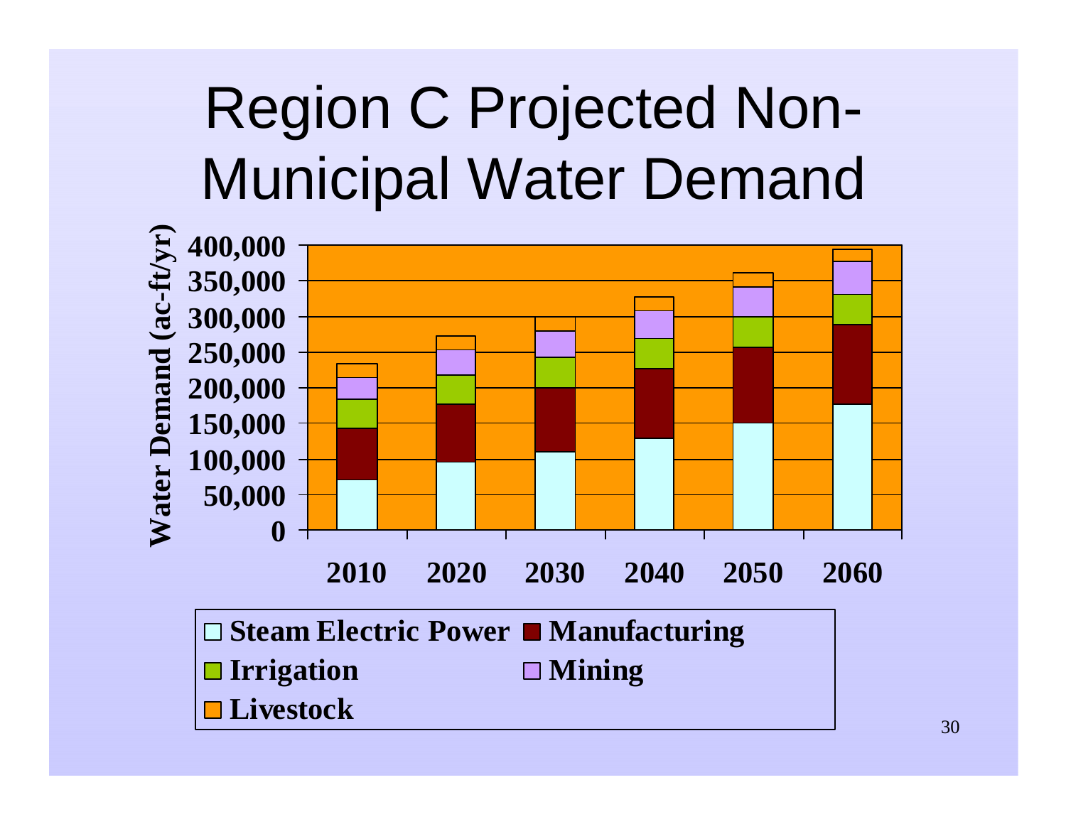# Region C Projected Non-Municipal Water Demand

Water Demand (ac-ft/yr)

400,000
350,000
300,000
250,000
200,000
150,000
100,000
50,000
0

2010 2020 2030 2040 2050 2060

Steam Electric Power · Manufacturing · Irrigation · Mining · Livestock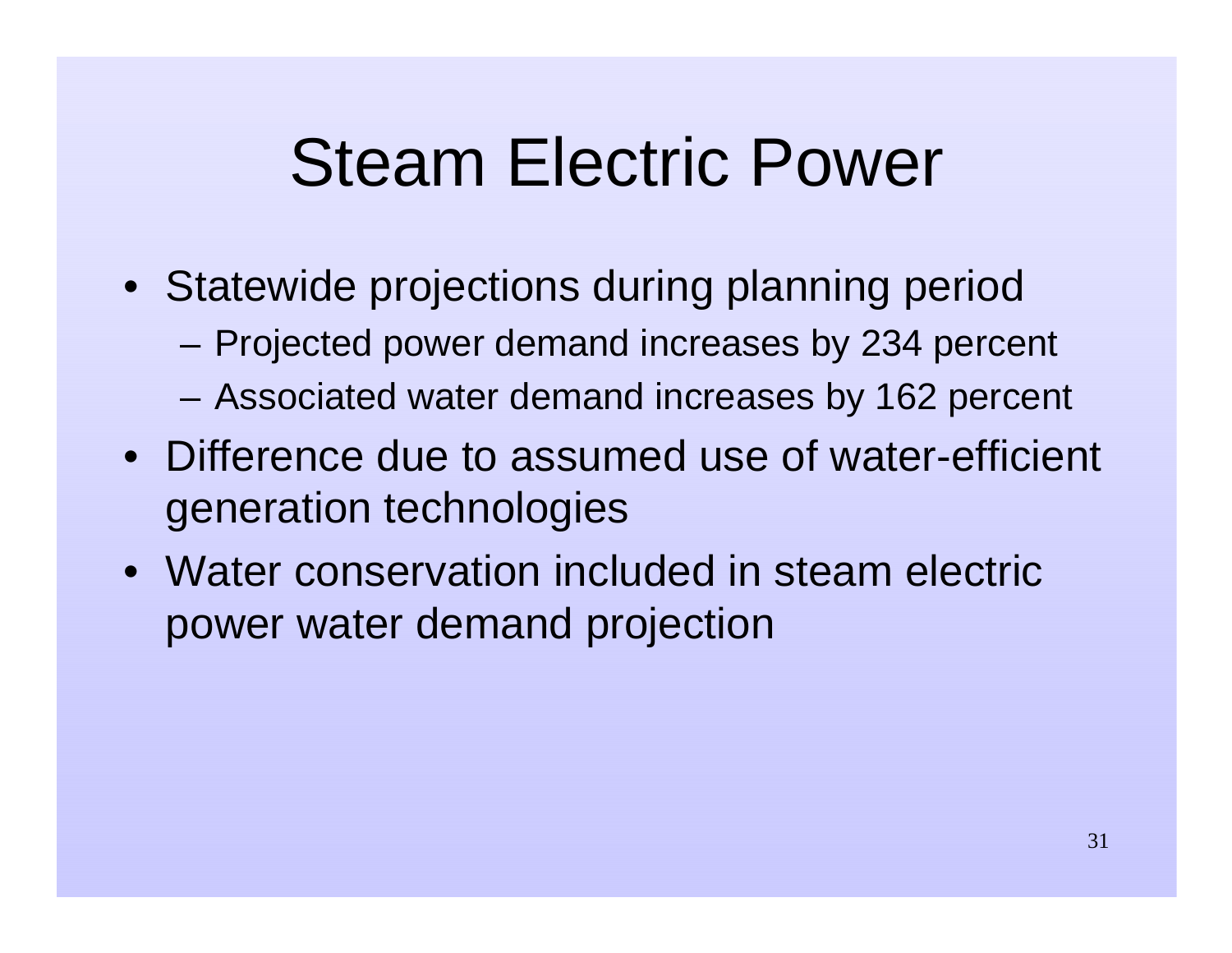# Steam Electric Power

- Statewide projections during planning period
  - Projected power demand increases by 234 percent
  - Associated water demand increases by 162 percent
- Difference due to assumed use of water-efficient generation technologies
- Water conservation included in steam electric power water demand projection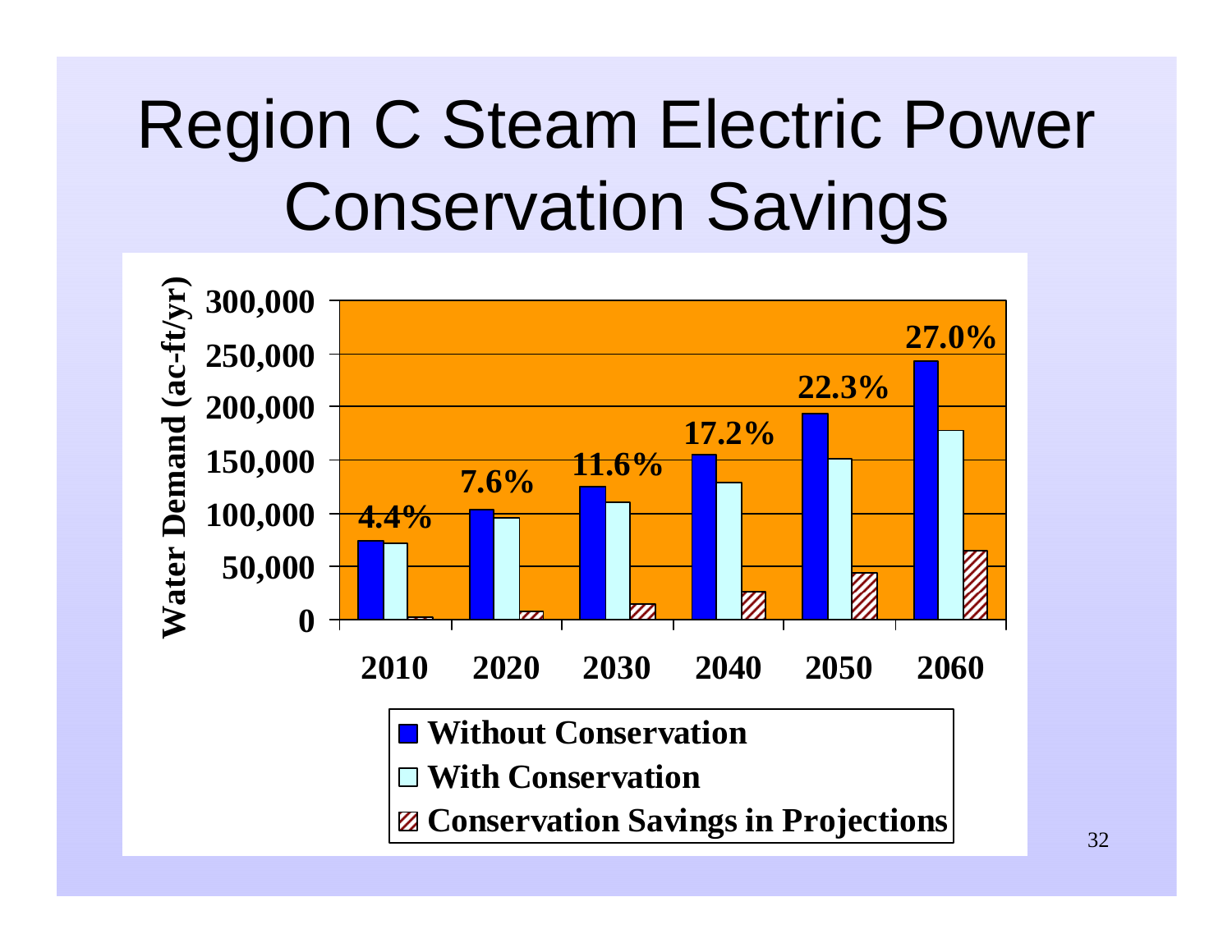# Region C Steam Electric Power Conservation Savings

Water Demand (ac-ft/yr)

| Year | Conservation Savings (%) |
|---|---|
| 2010 | 4.4% |
| 2020 | 7.6% |
| 2030 | 11.6% |
| 2040 | 17.2% |
| 2050 | 22.3% |
| 2060 | 27.0% |

- Without Conservation
- With Conservation
- Conservation Savings in Projections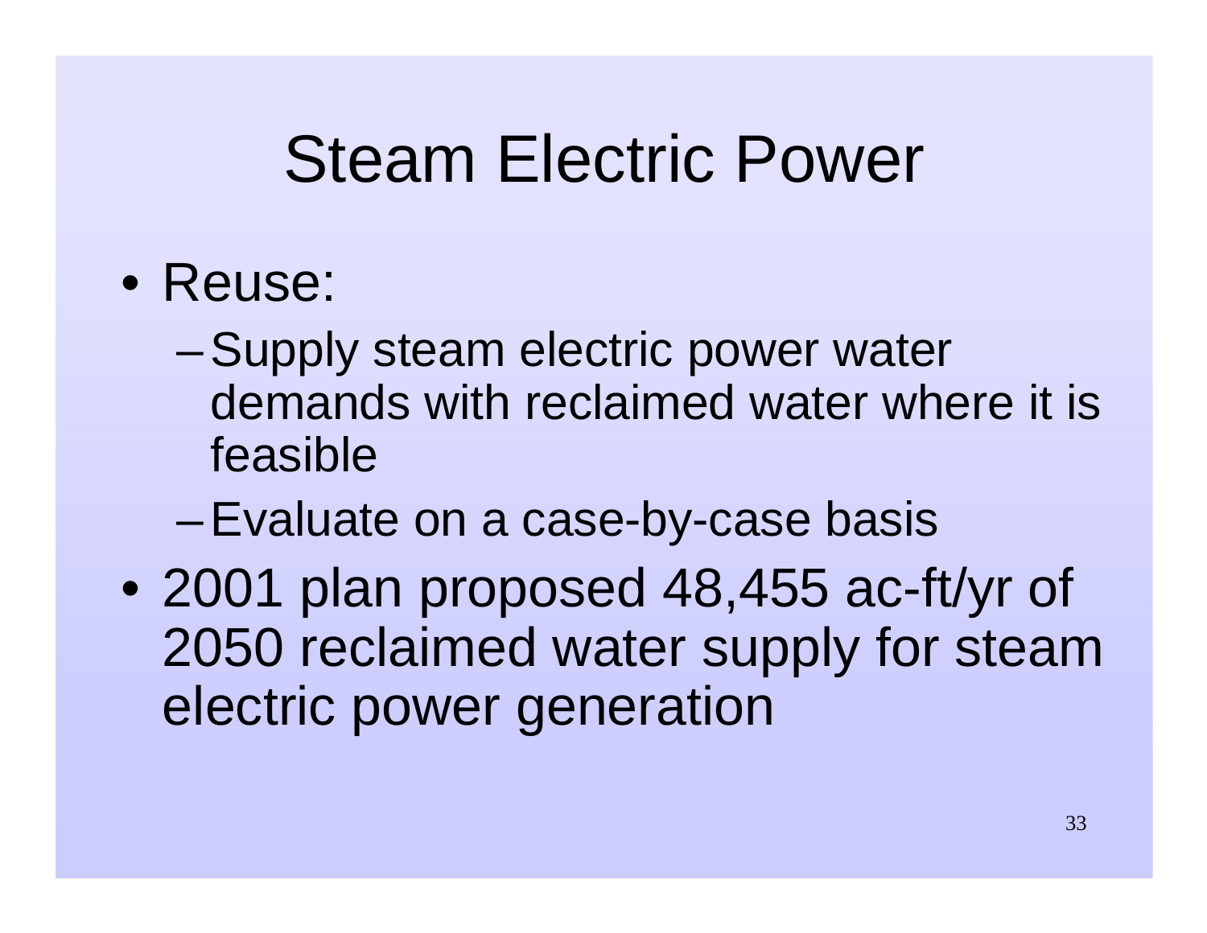# Steam Electric Power

- Reuse:
  - Supply steam electric power water demands with reclaimed water where it is feasible
  - Evaluate on a case-by-case basis
- 2001 plan proposed 48,455 ac-ft/yr of 2050 reclaimed water supply for steam electric power generation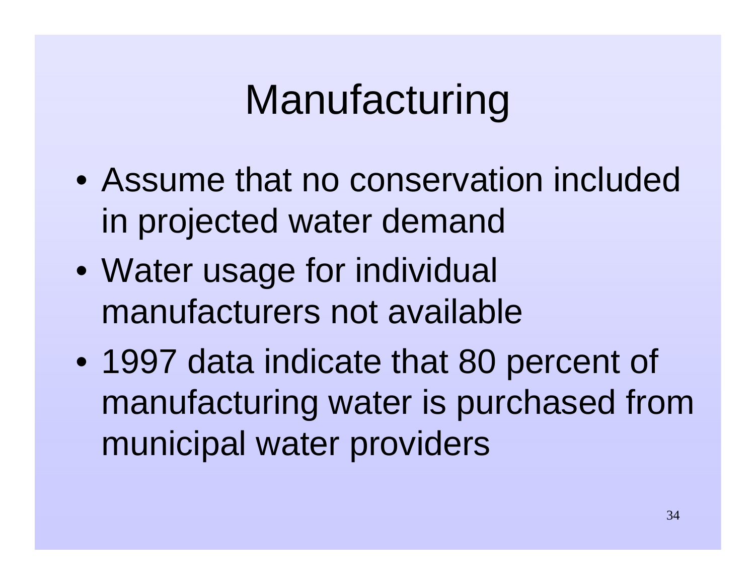# Manufacturing

- Assume that no conservation included in projected water demand
- Water usage for individual manufacturers not available
- 1997 data indicate that 80 percent of manufacturing water is purchased from municipal water providers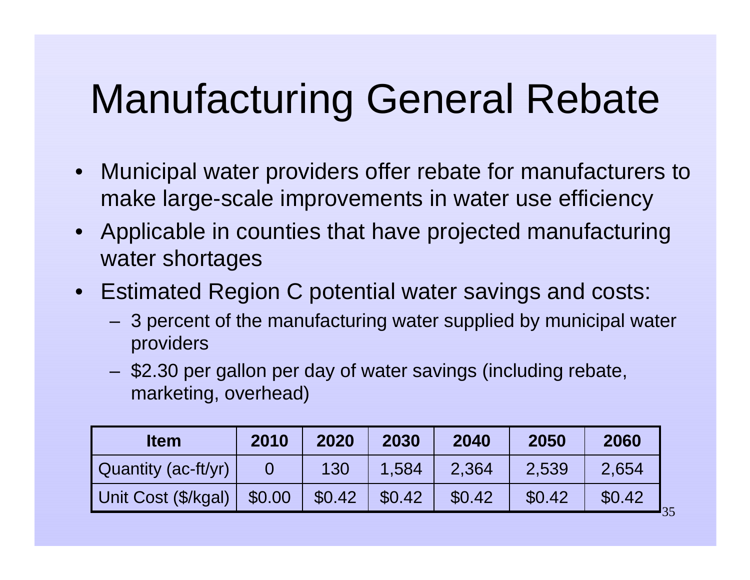# Manufacturing General Rebate

- Municipal water providers offer rebate for manufacturers to make large-scale improvements in water use efficiency
- Applicable in counties that have projected manufacturing water shortages
- Estimated Region C potential water savings and costs:
  - 3 percent of the manufacturing water supplied by municipal water providers
  - $2.30 per gallon per day of water savings (including rebate, marketing, overhead)

| Item | 2010 | 2020 | 2030 | 2040 | 2050 | 2060 |
|---|---|---|---|---|---|---|
| Quantity (ac-ft/yr) | 0 | 130 | 1,584 | 2,364 | 2,539 | 2,654 |
| Unit Cost ($/kgal) | $0.00 | $0.42 | $0.42 | $0.42 | $0.42 | $0.42 |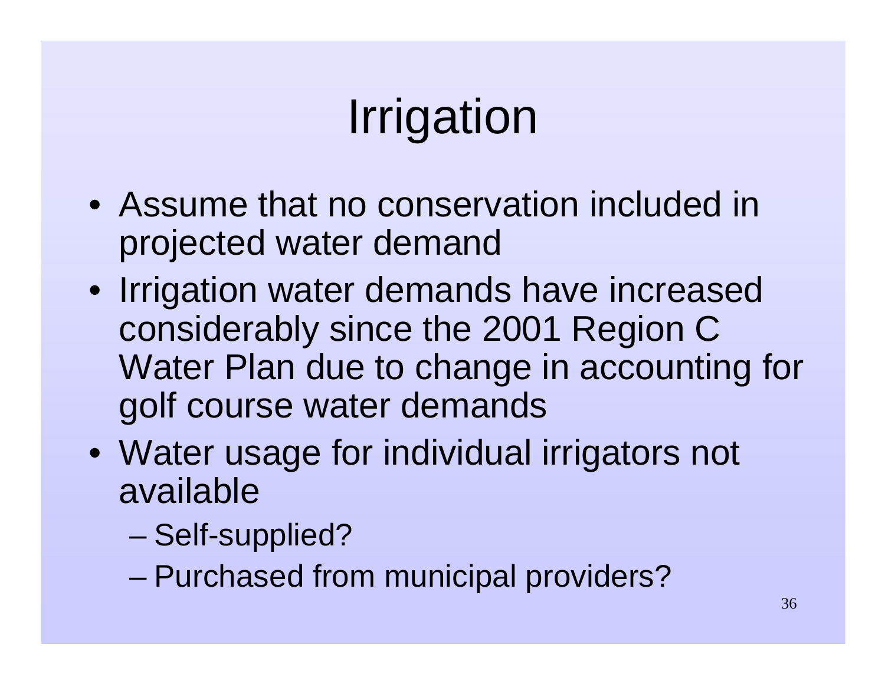# Irrigation

- Assume that no conservation included in projected water demand
- Irrigation water demands have increased considerably since the 2001 Region C Water Plan due to change in accounting for golf course water demands
- Water usage for individual irrigators not available
  - Self-supplied?
  - Purchased from municipal providers?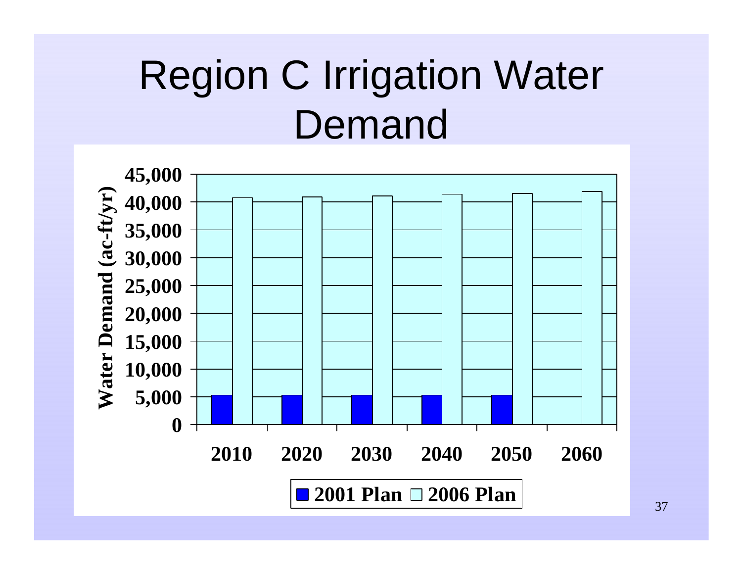# Region C Irrigation Water Demand

| Year | 2001 Plan (ac-ft/yr) | 2006 Plan (ac-ft/yr) |
|---|---|---|
| 2010 | ~5,300 | ~40,800 |
| 2020 | ~5,300 | ~40,900 |
| 2030 | ~5,300 | ~41,100 |
| 2040 | ~5,300 | ~41,400 |
| 2050 | ~5,300 | ~41,500 |
| 2060 | | ~41,900 |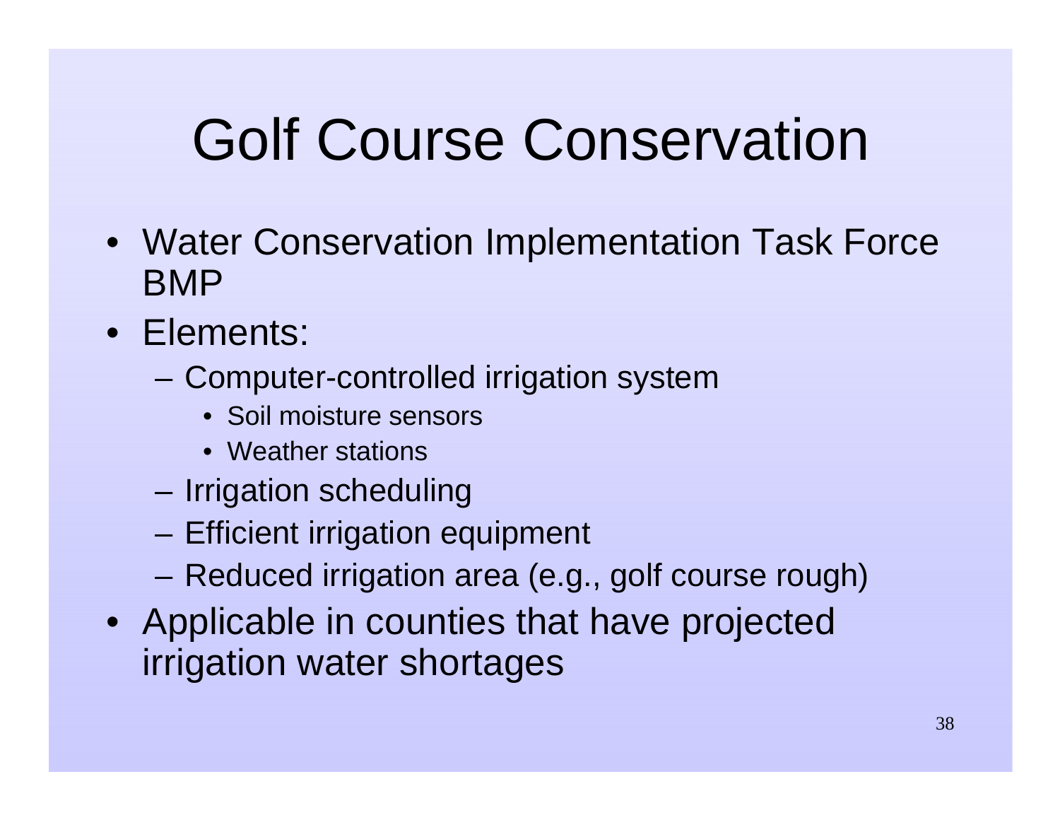# Golf Course Conservation

- Water Conservation Implementation Task Force BMP
- Elements:
  - Computer-controlled irrigation system
    - Soil moisture sensors
    - Weather stations
  - Irrigation scheduling
  - Efficient irrigation equipment
  - Reduced irrigation area (e.g., golf course rough)
- Applicable in counties that have projected irrigation water shortages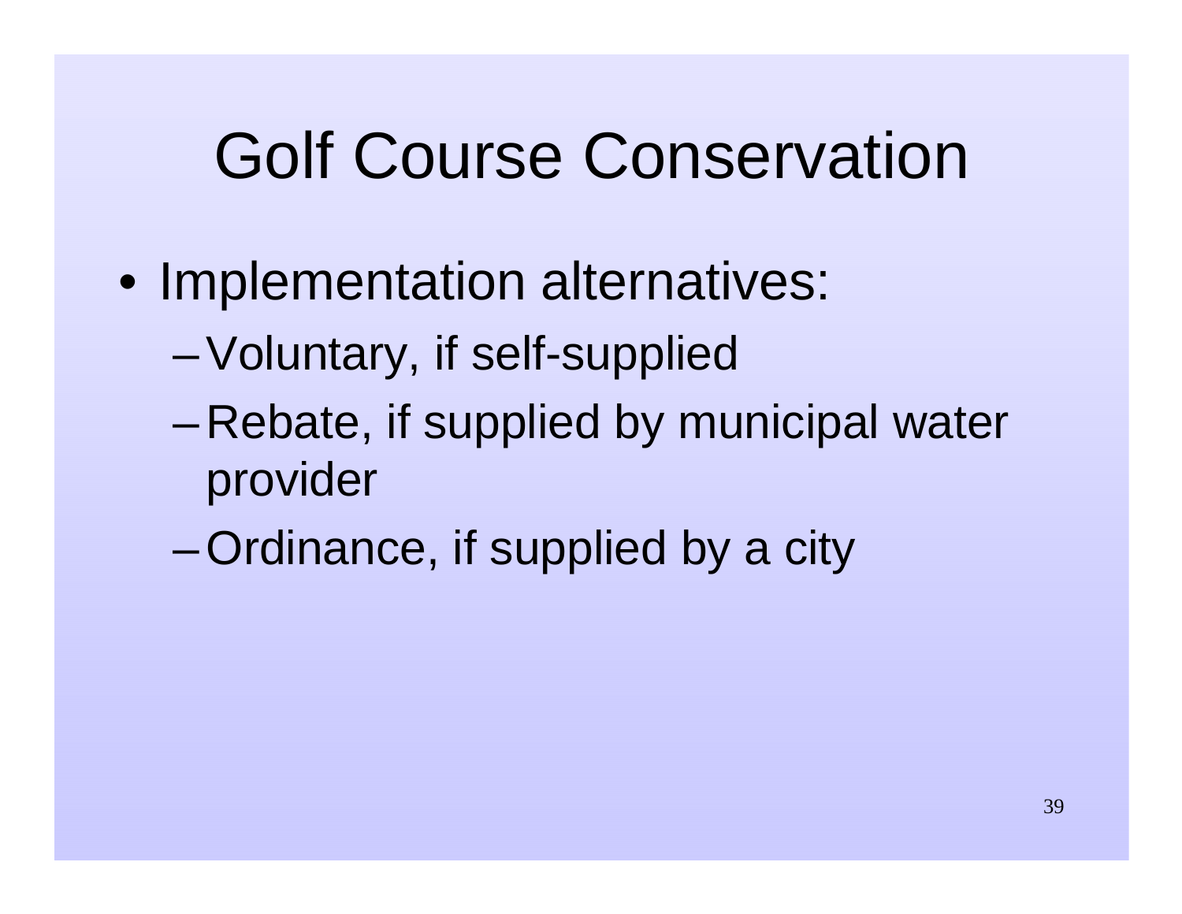# Golf Course Conservation

- Implementation alternatives:
  - Voluntary, if self-supplied
  - Rebate, if supplied by municipal water provider
  - Ordinance, if supplied by a city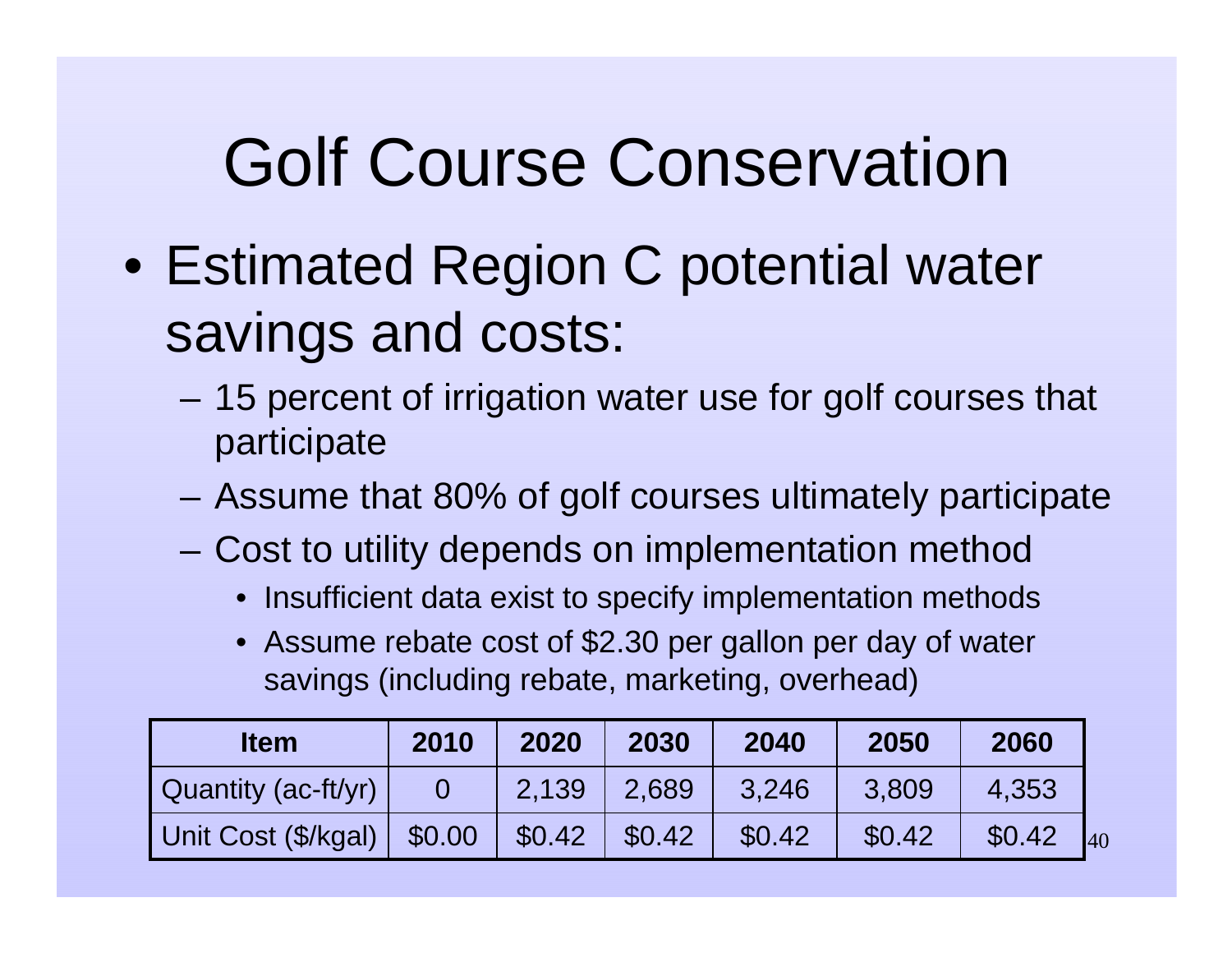# Golf Course Conservation

- Estimated Region C potential water savings and costs:
  - 15 percent of irrigation water use for golf courses that participate
  - Assume that 80% of golf courses ultimately participate
  - Cost to utility depends on implementation method
    - Insufficient data exist to specify implementation methods
    - Assume rebate cost of $2.30 per gallon per day of water savings (including rebate, marketing, overhead)

| Item | 2010 | 2020 | 2030 | 2040 | 2050 | 2060 |
|---|---|---|---|---|---|---|
| Quantity (ac-ft/yr) | 0 | 2,139 | 2,689 | 3,246 | 3,809 | 4,353 |
| Unit Cost ($/kgal) | $0.00 | $0.42 | $0.42 | $0.42 | $0.42 | $0.42 |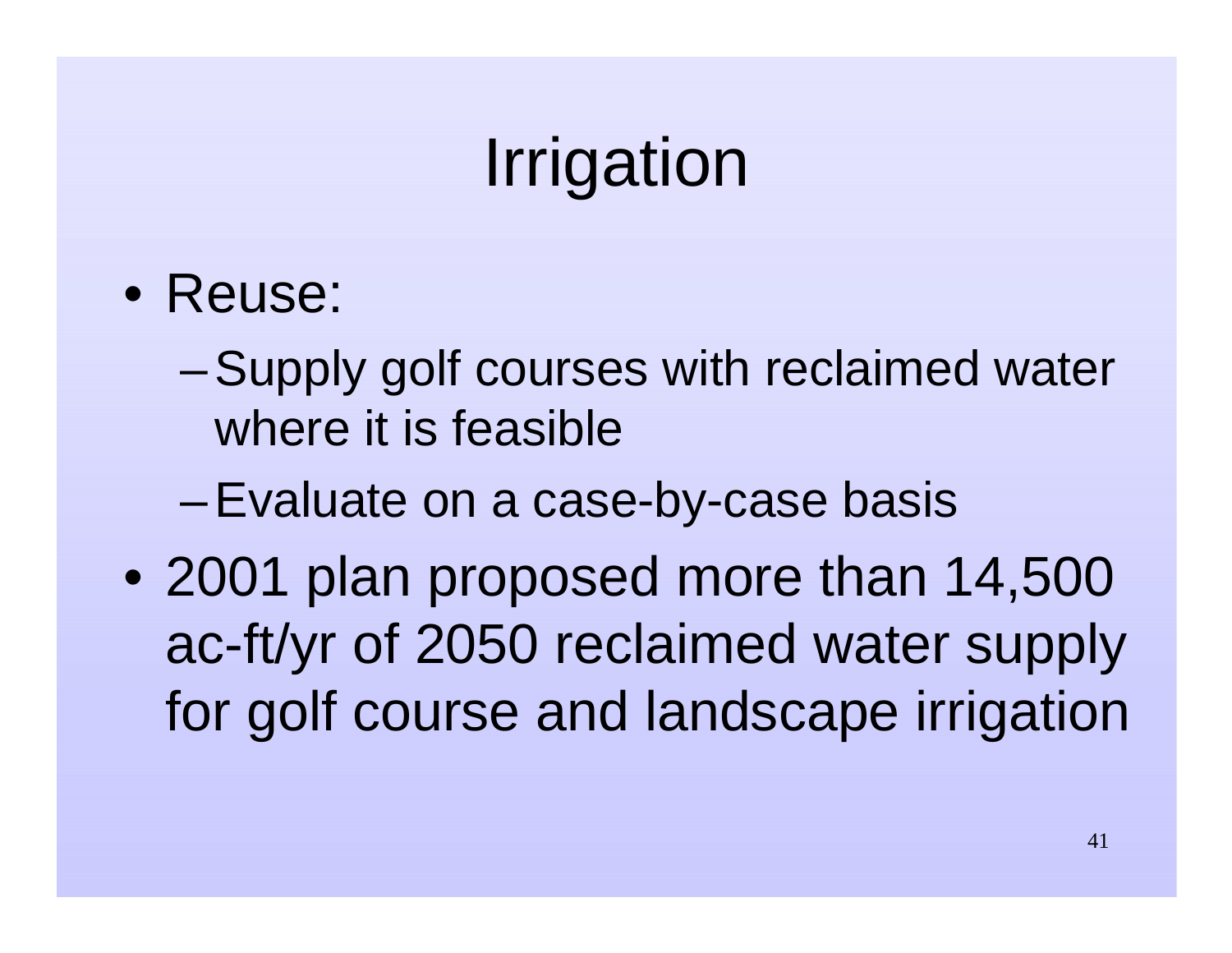# Irrigation

- Reuse:
  - Supply golf courses with reclaimed water where it is feasible
  - Evaluate on a case-by-case basis
- 2001 plan proposed more than 14,500 ac-ft/yr of 2050 reclaimed water supply for golf course and landscape irrigation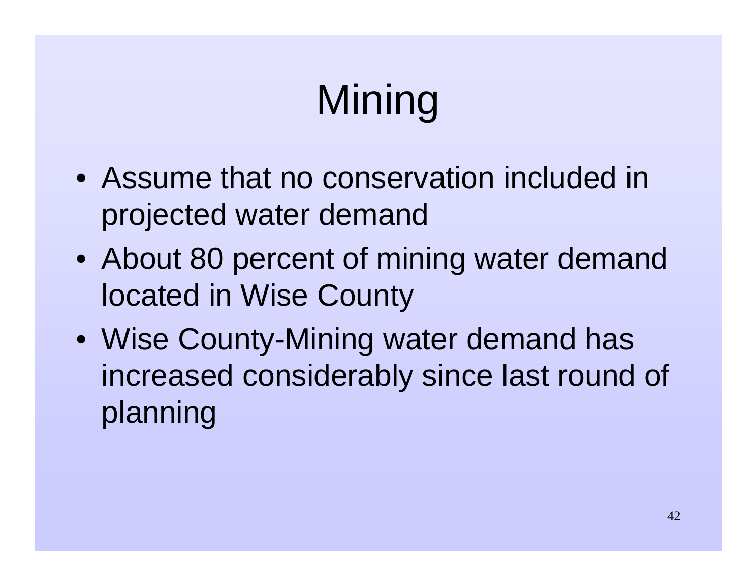# Mining

- Assume that no conservation included in projected water demand
- About 80 percent of mining water demand located in Wise County
- Wise County-Mining water demand has increased considerably since last round of planning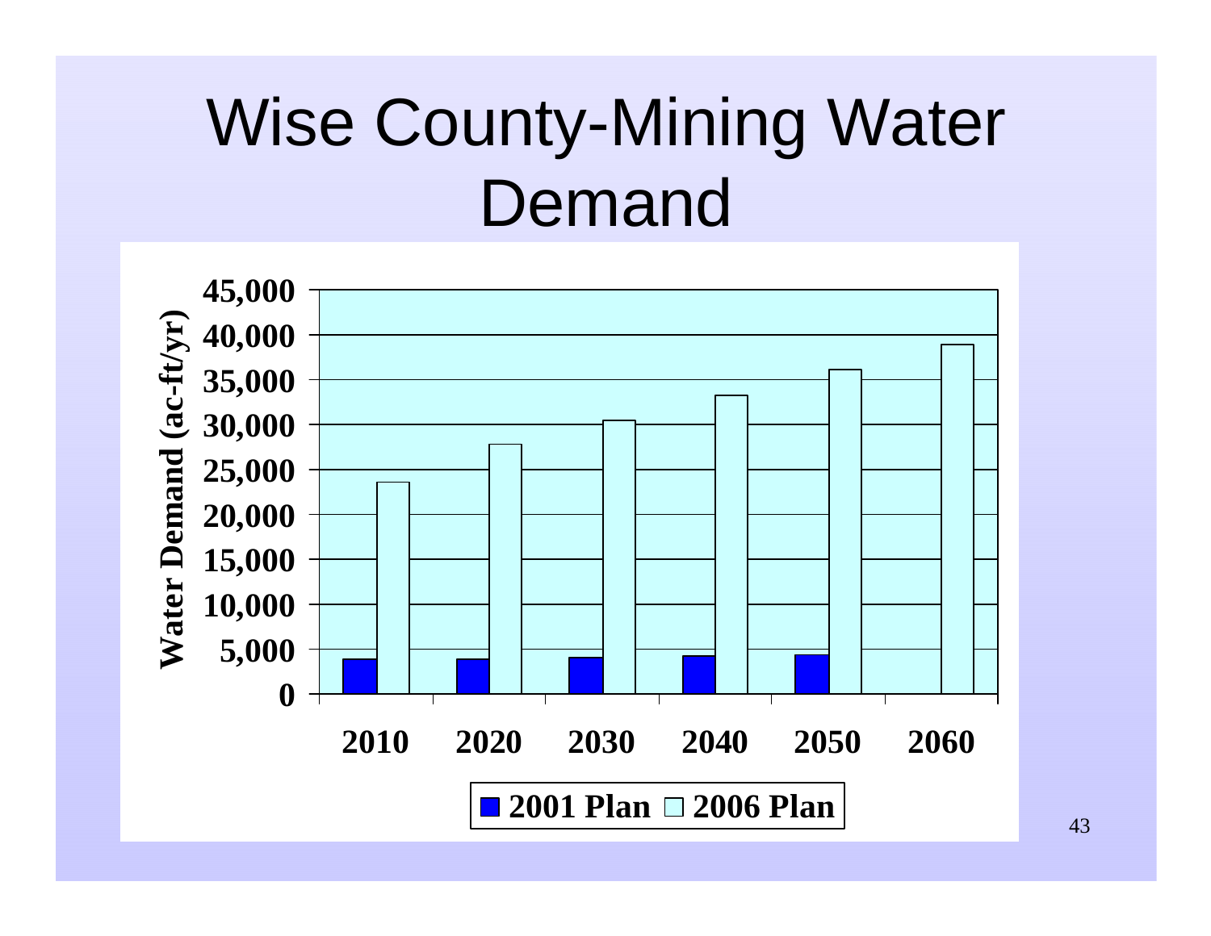# Wise County-Mining Water Demand

Water Demand (ac-ft/yr)

45,000
40,000
35,000
30,000
25,000
20,000
15,000
10,000
5,000
0

2010 2020 2030 2040 2050 2060

2001 Plan 2006 Plan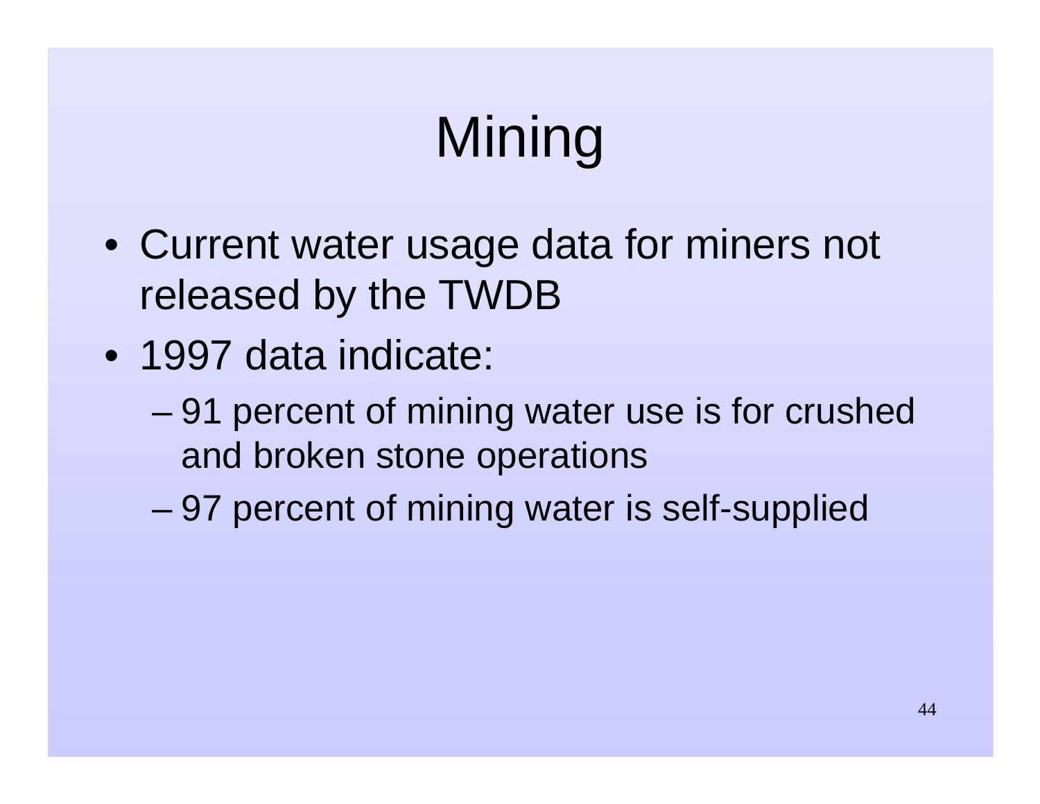# Mining

- Current water usage data for miners not released by the TWDB
- 1997 data indicate:
  - 91 percent of mining water use is for crushed and broken stone operations
  - 97 percent of mining water is self-supplied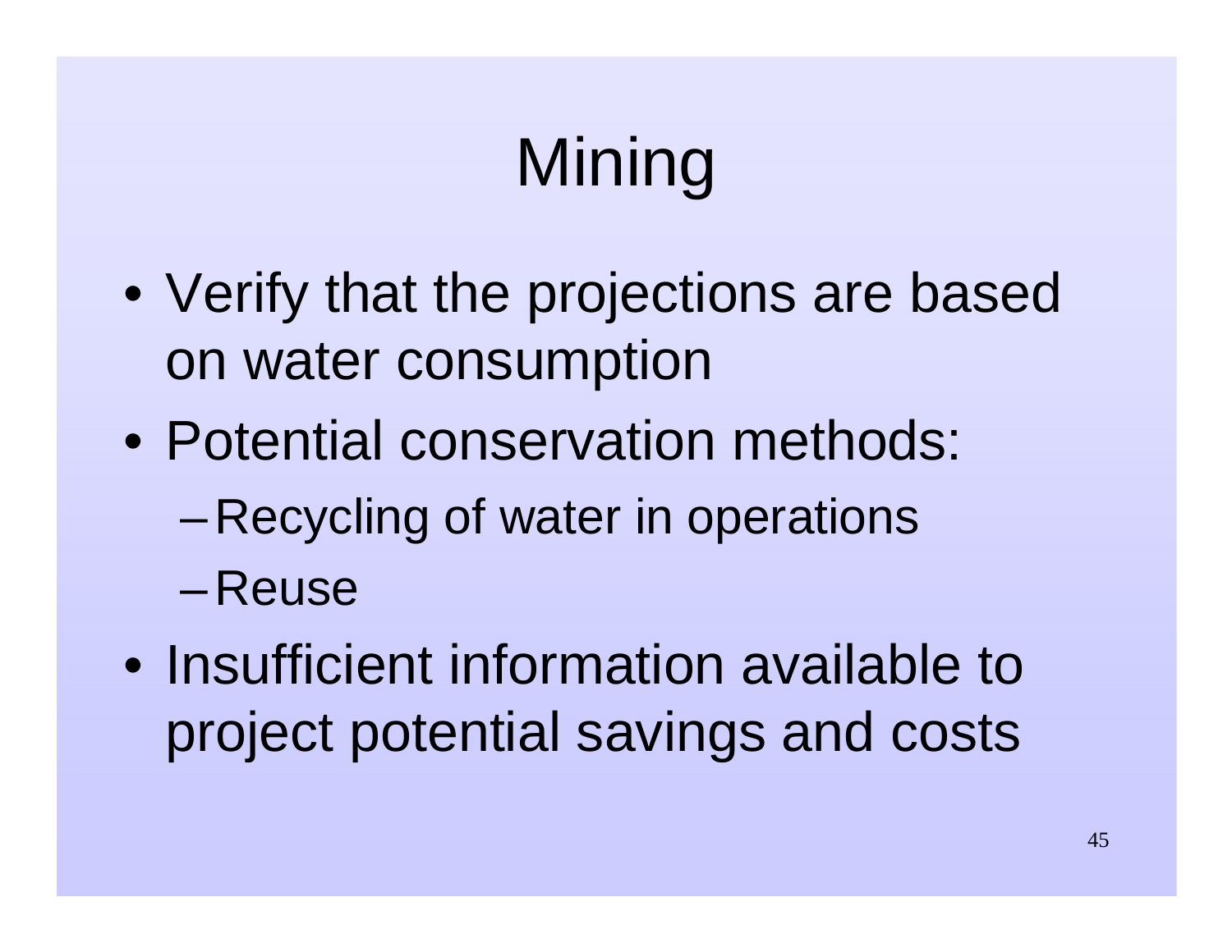# Mining

- Verify that the projections are based on water consumption
- Potential conservation methods:
  - Recycling of water in operations
  - Reuse
- Insufficient information available to project potential savings and costs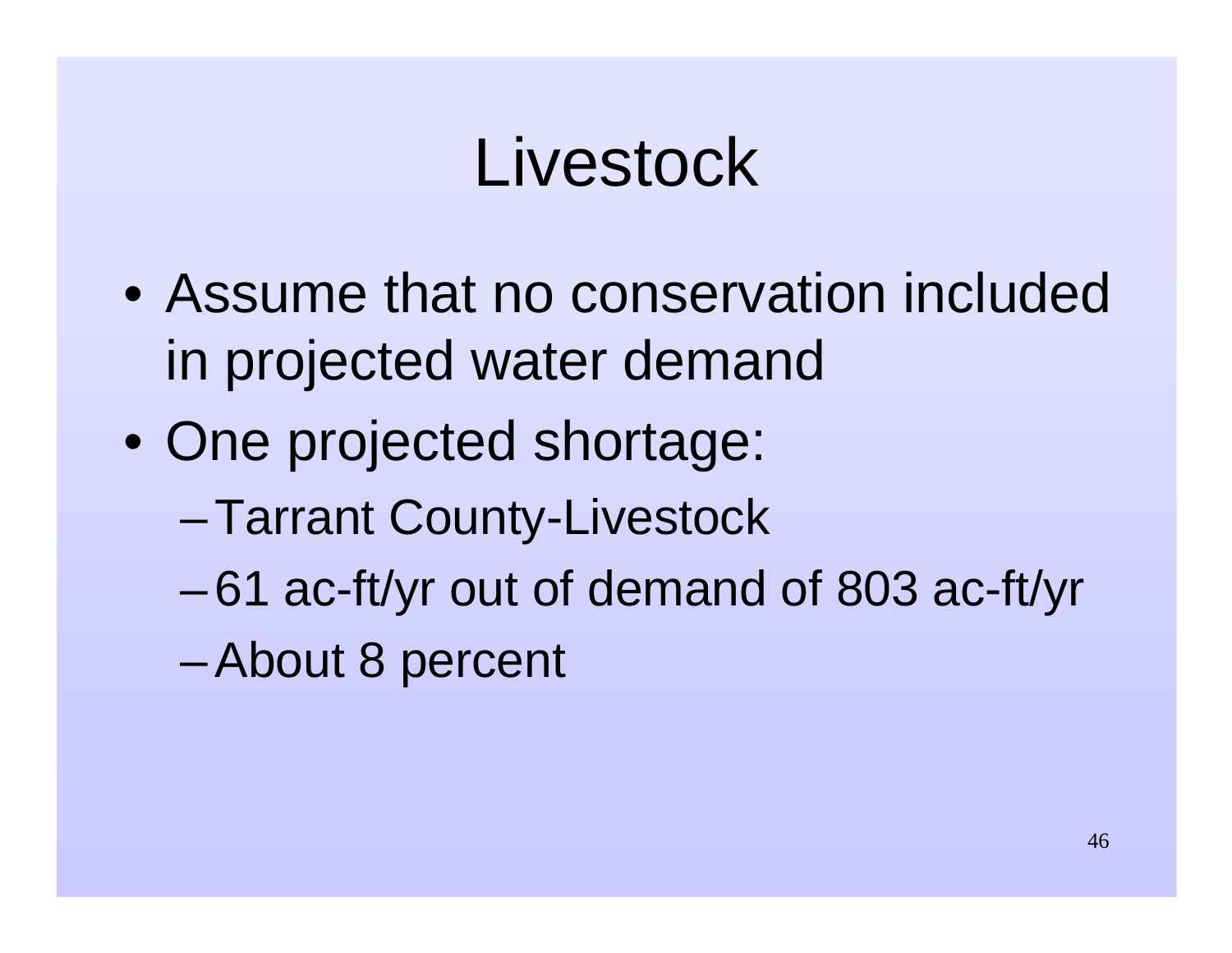# Livestock

- Assume that no conservation included in projected water demand
- One projected shortage:
  - Tarrant County-Livestock
  - 61 ac-ft/yr out of demand of 803 ac-ft/yr
  - About 8 percent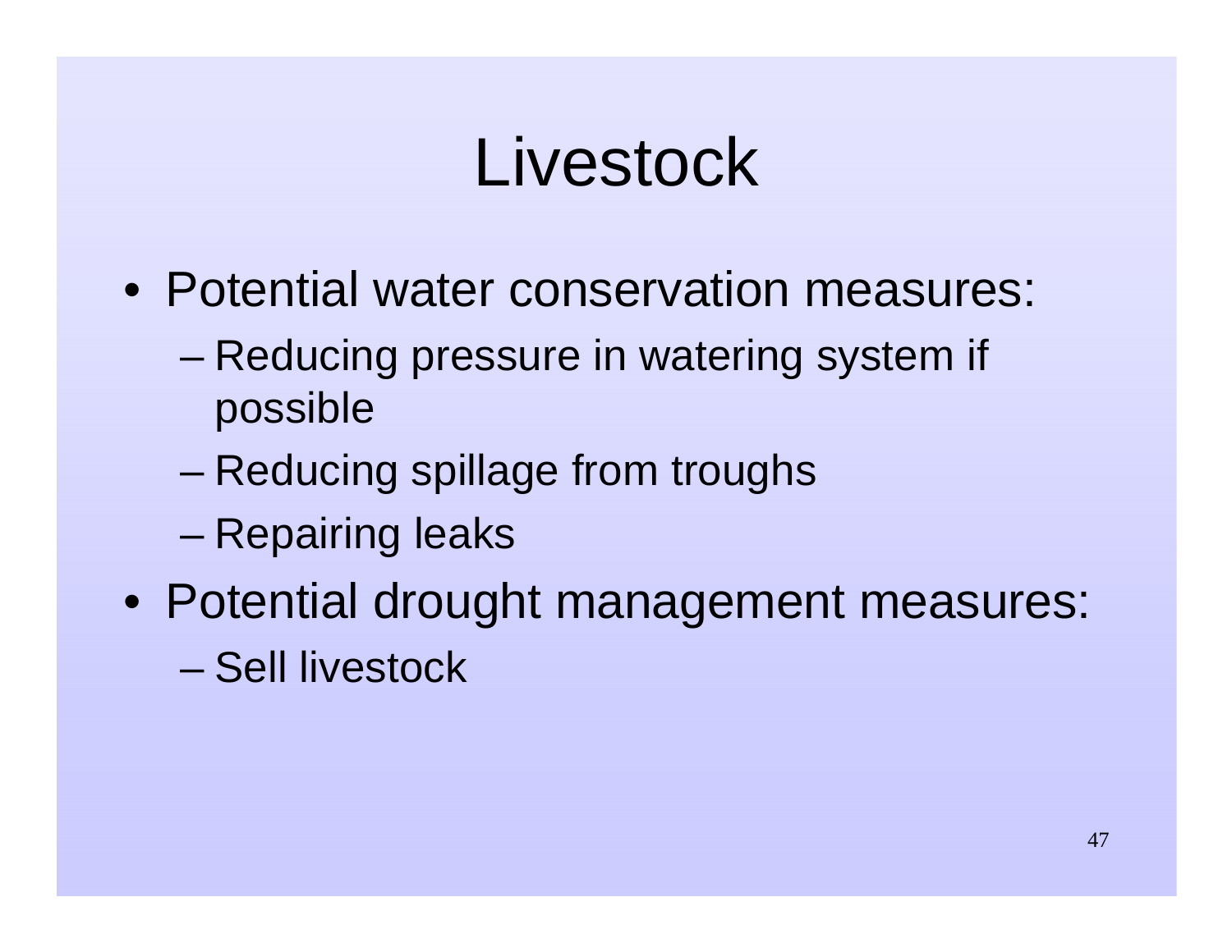# Livestock

- Potential water conservation measures:
  - Reducing pressure in watering system if possible
  - Reducing spillage from troughs
  - Repairing leaks
- Potential drought management measures:
  - Sell livestock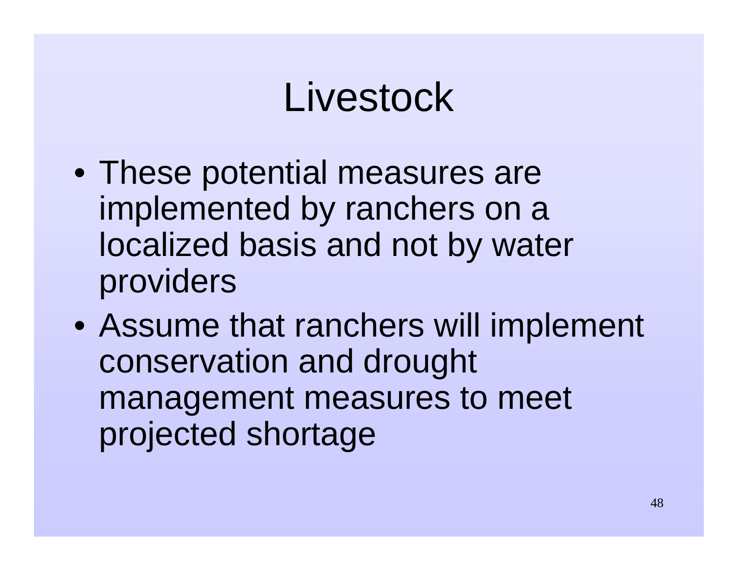# Livestock

- These potential measures are implemented by ranchers on a localized basis and not by water providers
- Assume that ranchers will implement conservation and drought management measures to meet projected shortage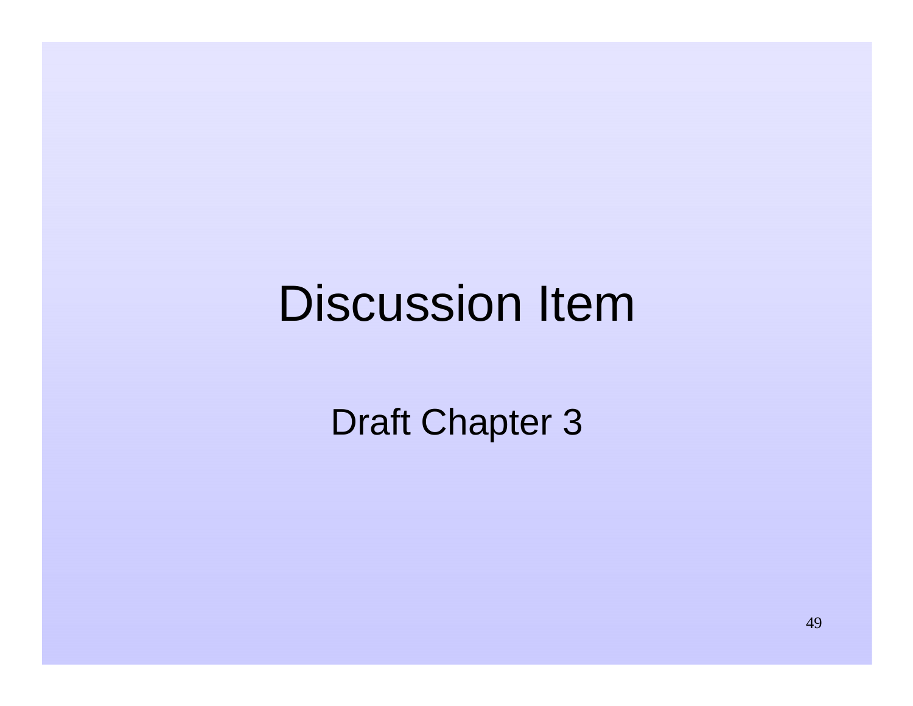# Discussion Item

Draft Chapter 3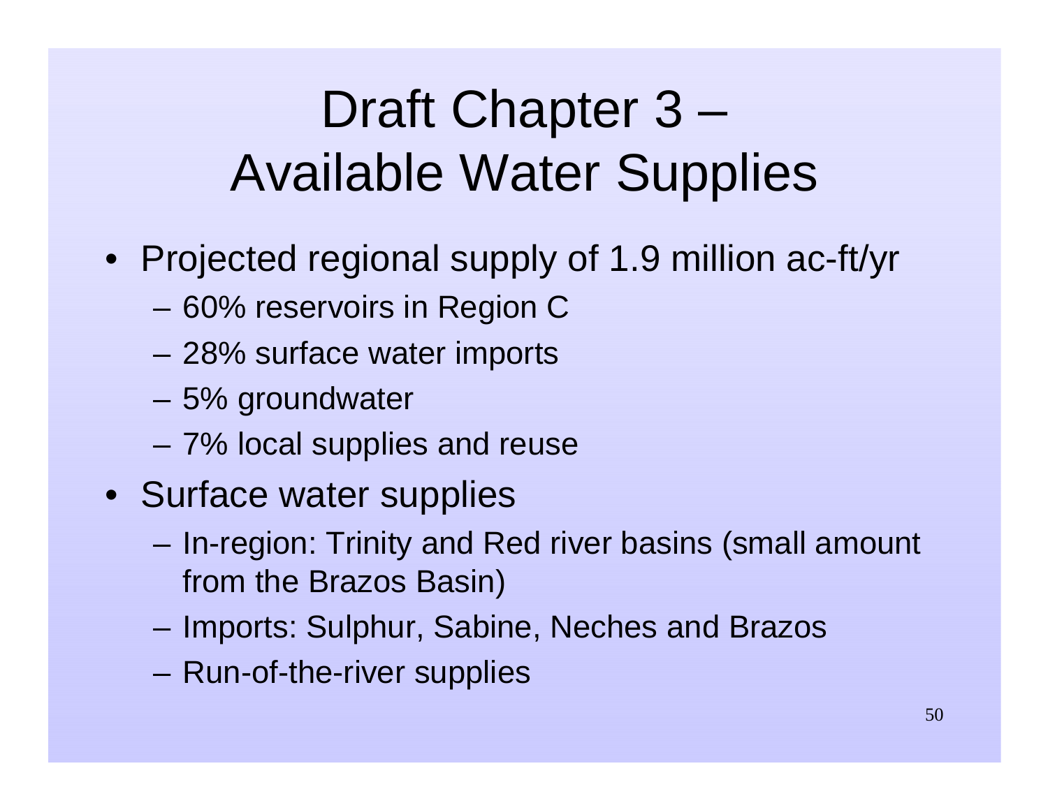# Draft Chapter 3 – Available Water Supplies

- Projected regional supply of 1.9 million ac-ft/yr
  - 60% reservoirs in Region C
  - 28% surface water imports
  - 5% groundwater
  - 7% local supplies and reuse
- Surface water supplies
  - In-region: Trinity and Red river basins (small amount from the Brazos Basin)
  - Imports: Sulphur, Sabine, Neches and Brazos
  - Run-of-the-river supplies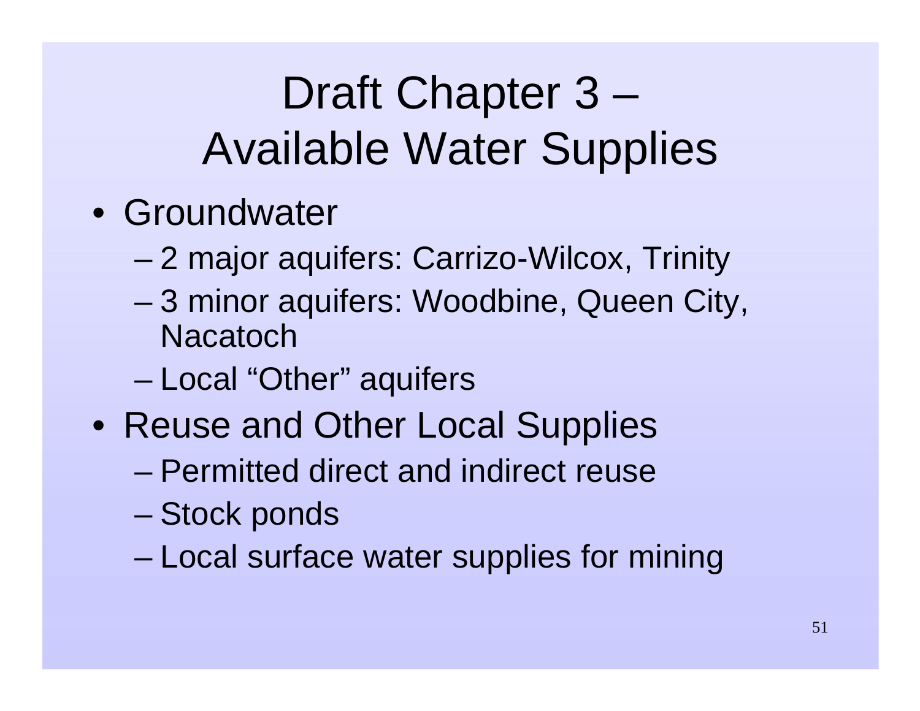# Draft Chapter 3 – Available Water Supplies

- Groundwater
  - 2 major aquifers: Carrizo-Wilcox, Trinity
  - 3 minor aquifers: Woodbine, Queen City, Nacatoch
  - Local "Other" aquifers
- Reuse and Other Local Supplies
  - Permitted direct and indirect reuse
  - Stock ponds
  - Local surface water supplies for mining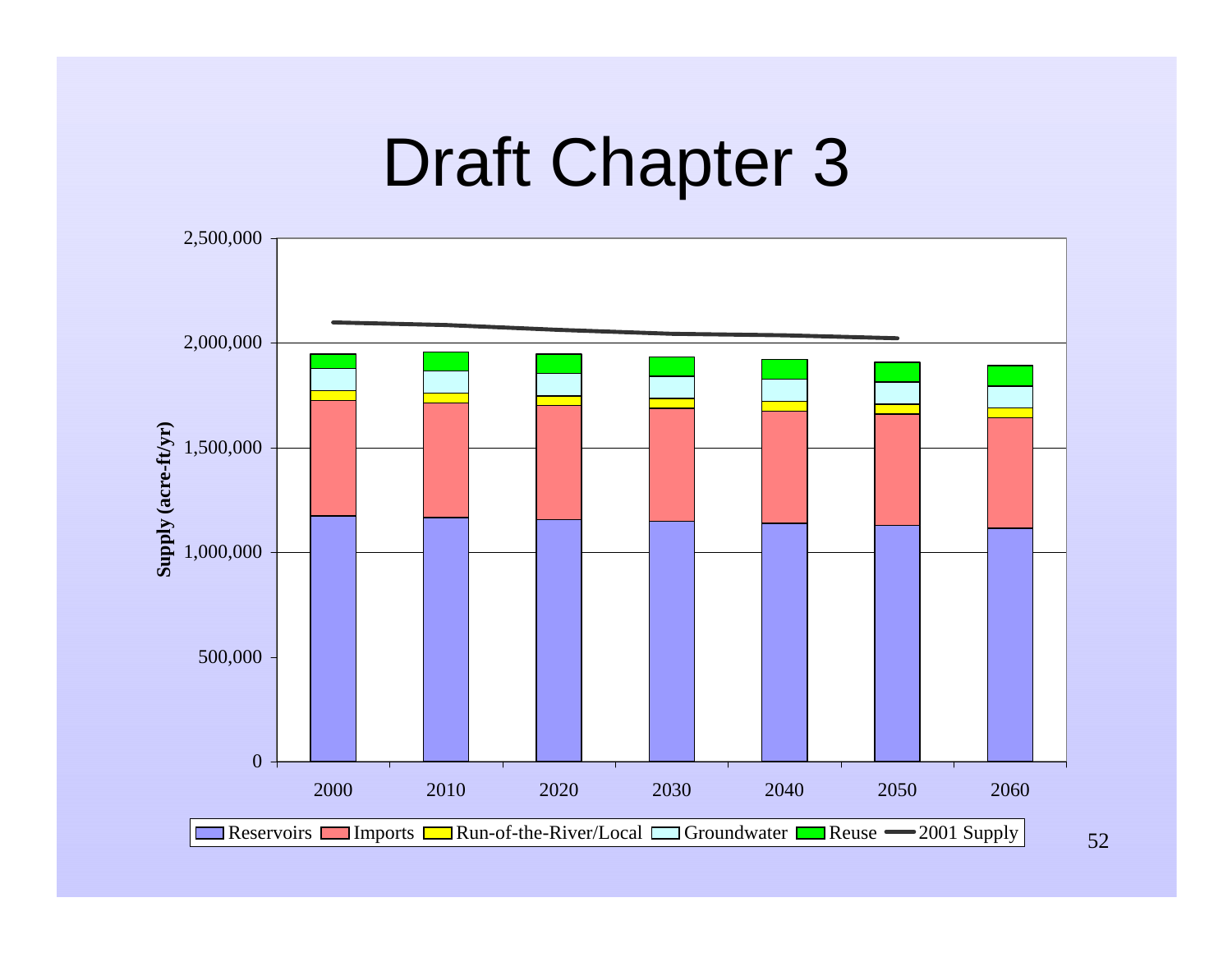# Draft Chapter 3

Supply (acre-ft/yr)

2,500,000
2,000,000
1,500,000
1,000,000
500,000
0

2000 2010 2020 2030 2040 2050 2060

Reservoirs | Imports | Run-of-the-River/Local | Groundwater | Reuse | 2001 Supply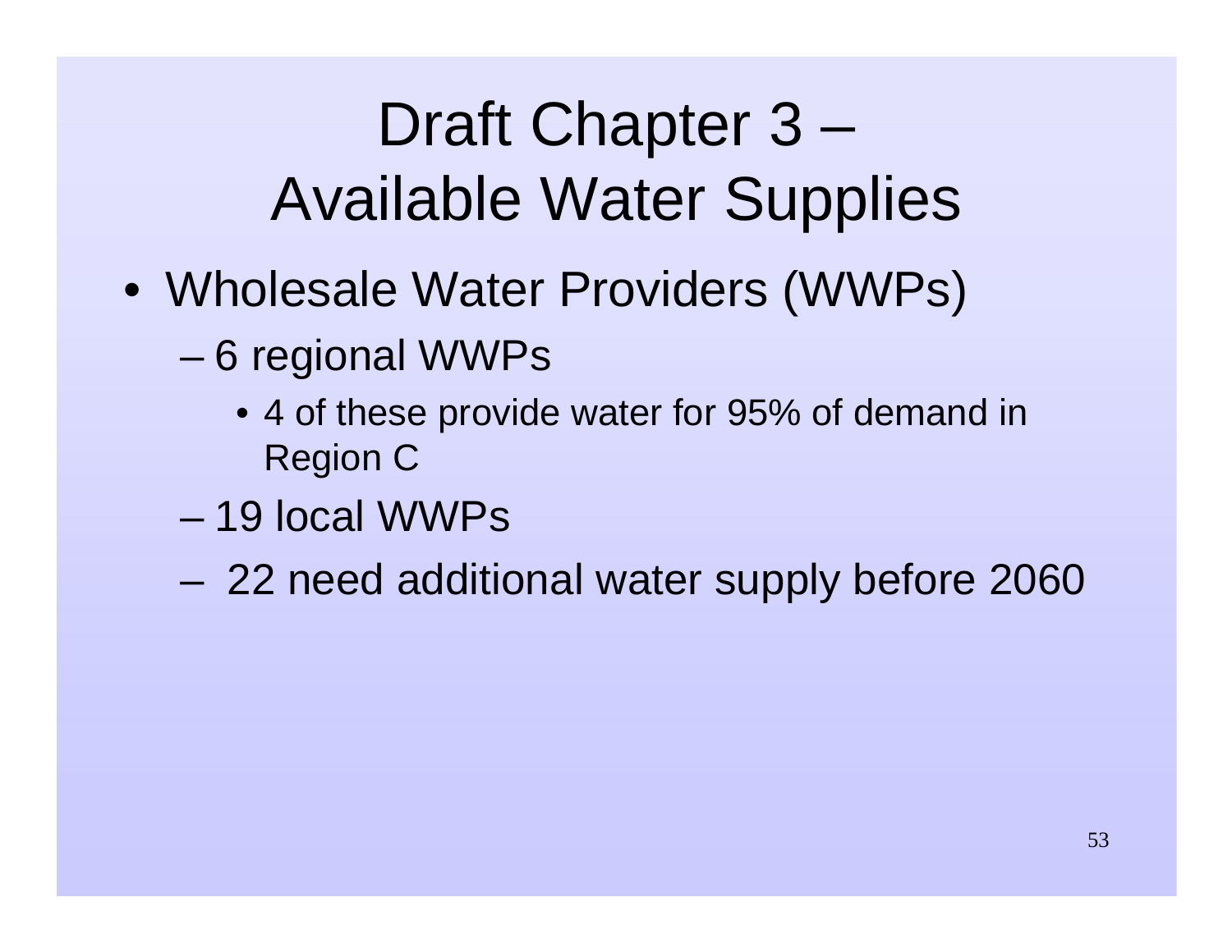# Draft Chapter 3 – Available Water Supplies

- Wholesale Water Providers (WWPs)
  - 6 regional WWPs
    - 4 of these provide water for 95% of demand in Region C
  - 19 local WWPs
  - 22 need additional water supply before 2060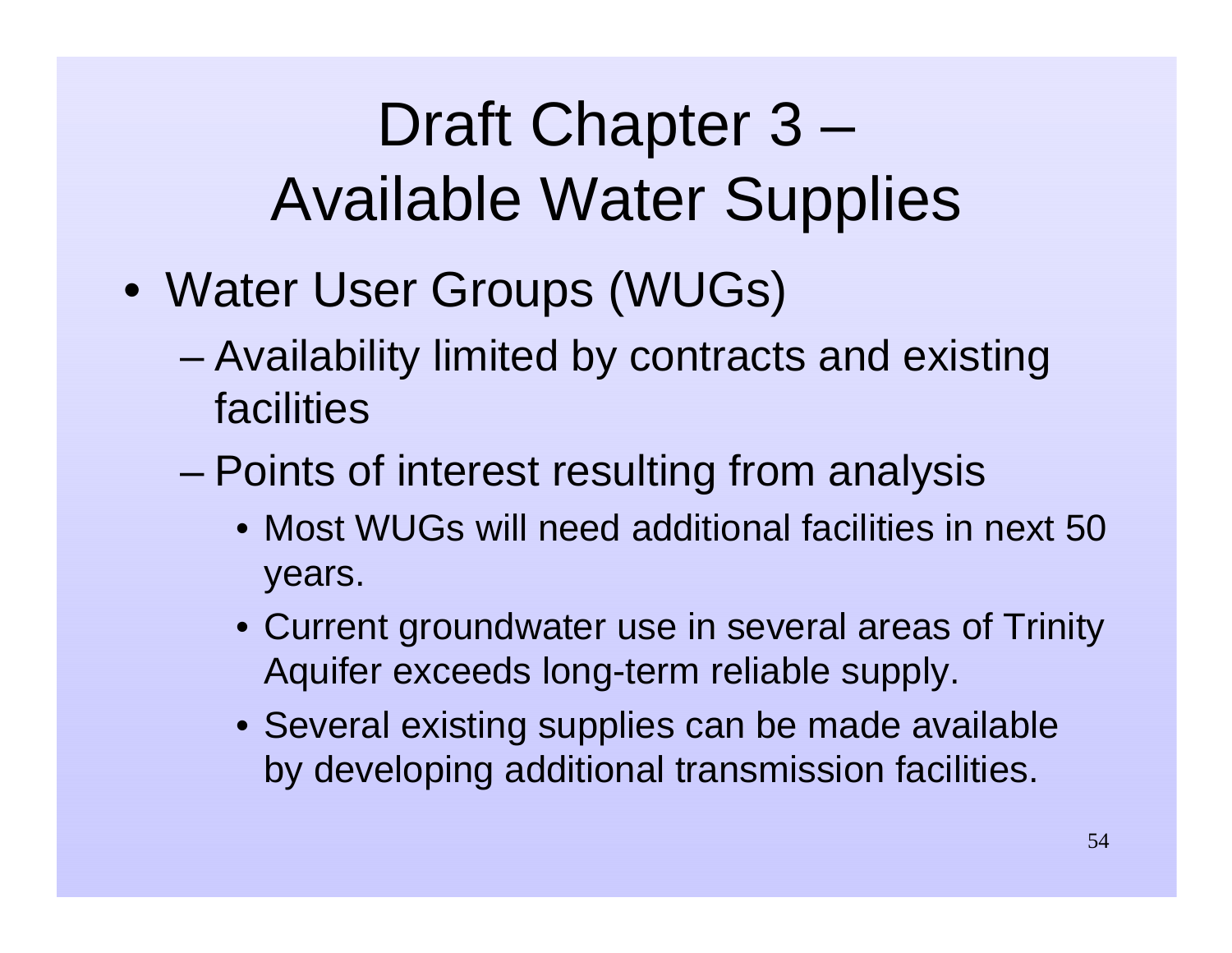# Draft Chapter 3 – Available Water Supplies

- Water User Groups (WUGs)
  - Availability limited by contracts and existing facilities
  - Points of interest resulting from analysis
    - Most WUGs will need additional facilities in next 50 years.
    - Current groundwater use in several areas of Trinity Aquifer exceeds long-term reliable supply.
    - Several existing supplies can be made available by developing additional transmission facilities.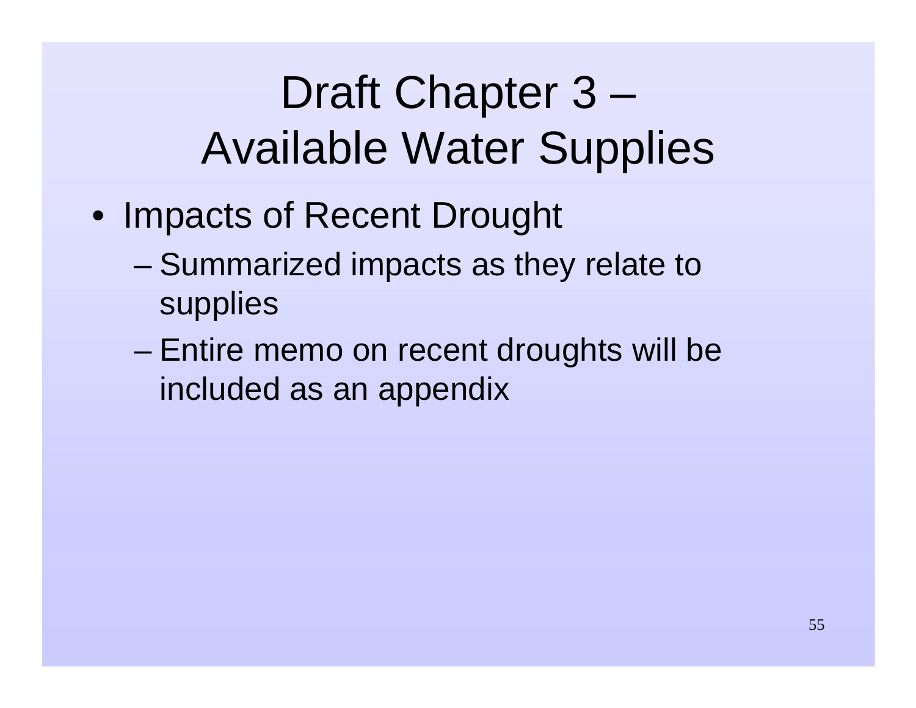# Draft Chapter 3 – Available Water Supplies

- Impacts of Recent Drought
  - Summarized impacts as they relate to supplies
  - Entire memo on recent droughts will be included as an appendix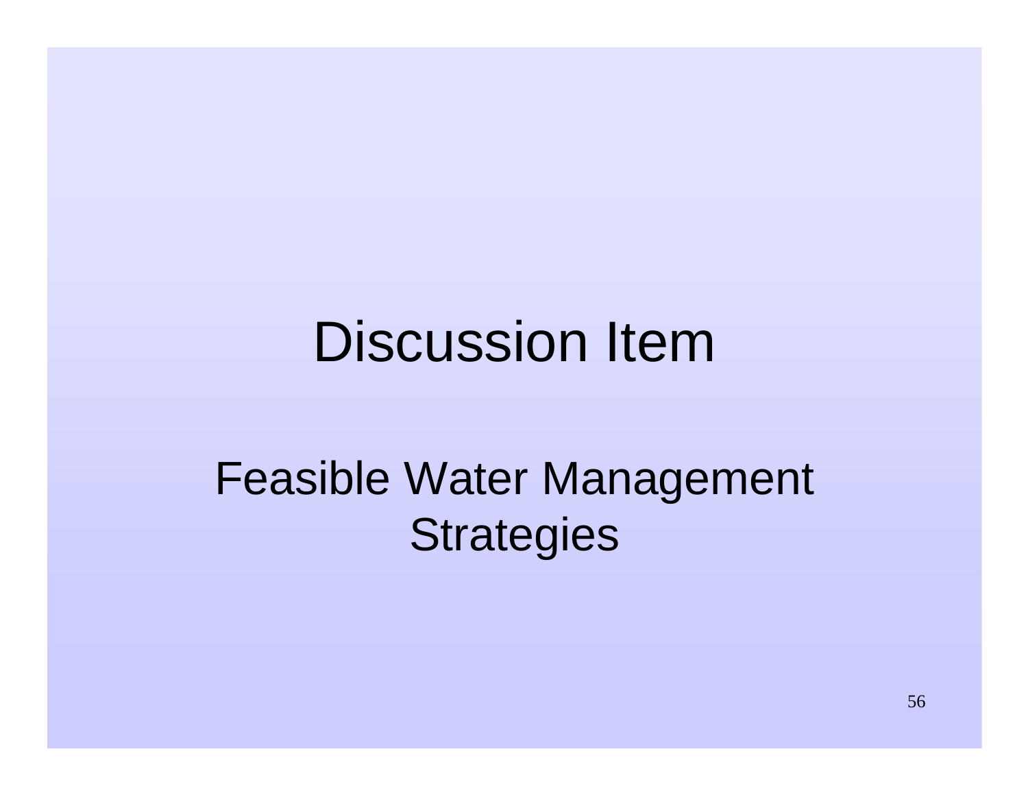# Discussion Item

## Feasible Water Management Strategies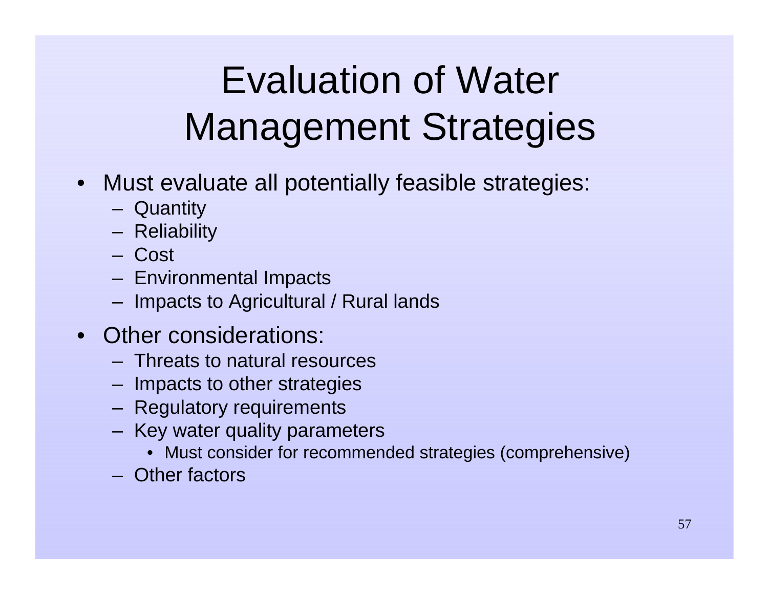# Evaluation of Water Management Strategies

- Must evaluate all potentially feasible strategies:
  - Quantity
  - Reliability
  - Cost
  - Environmental Impacts
  - Impacts to Agricultural / Rural lands
- Other considerations:
  - Threats to natural resources
  - Impacts to other strategies
  - Regulatory requirements
  - Key water quality parameters
    - Must consider for recommended strategies (comprehensive)
  - Other factors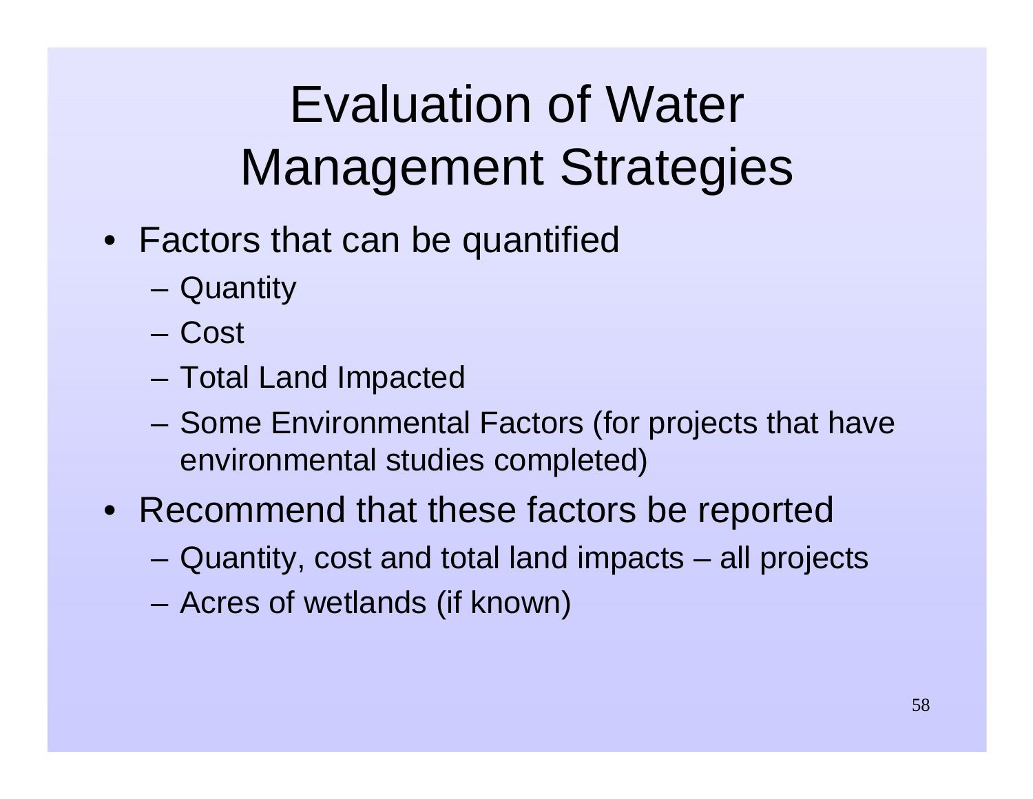# Evaluation of Water Management Strategies

- Factors that can be quantified
  - Quantity
  - Cost
  - Total Land Impacted
  - Some Environmental Factors (for projects that have environmental studies completed)
- Recommend that these factors be reported
  - Quantity, cost and total land impacts – all projects
  - Acres of wetlands (if known)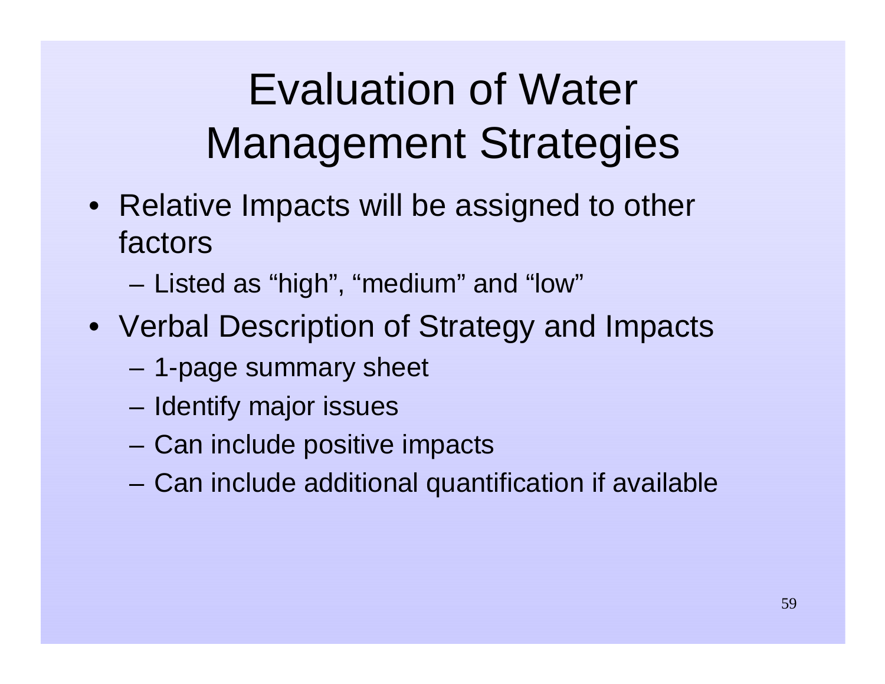# Evaluation of Water Management Strategies

- Relative Impacts will be assigned to other factors
  - Listed as “high”, “medium” and “low”
- Verbal Description of Strategy and Impacts
  - 1-page summary sheet
  - Identify major issues
  - Can include positive impacts
  - Can include additional quantification if available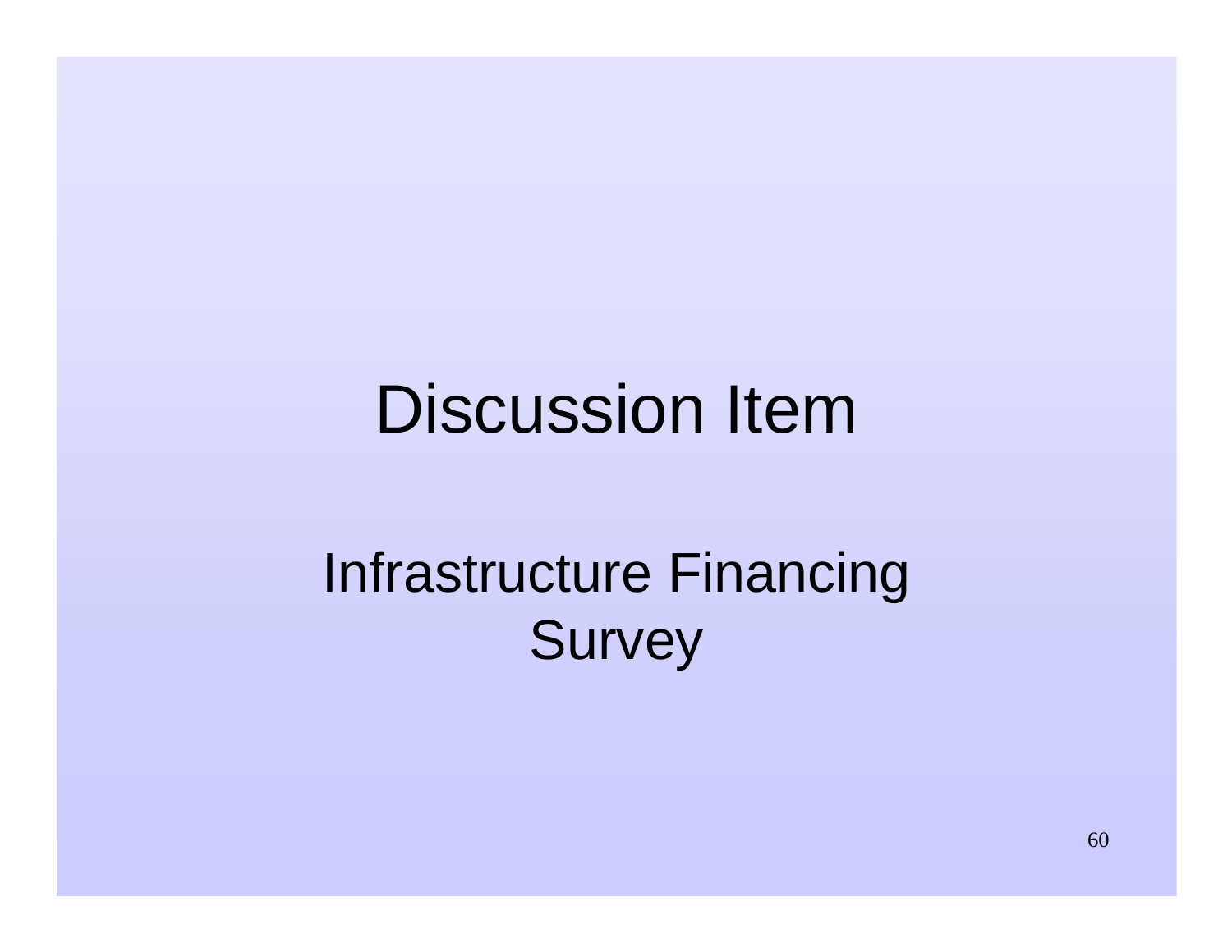# Discussion Item

## Infrastructure Financing Survey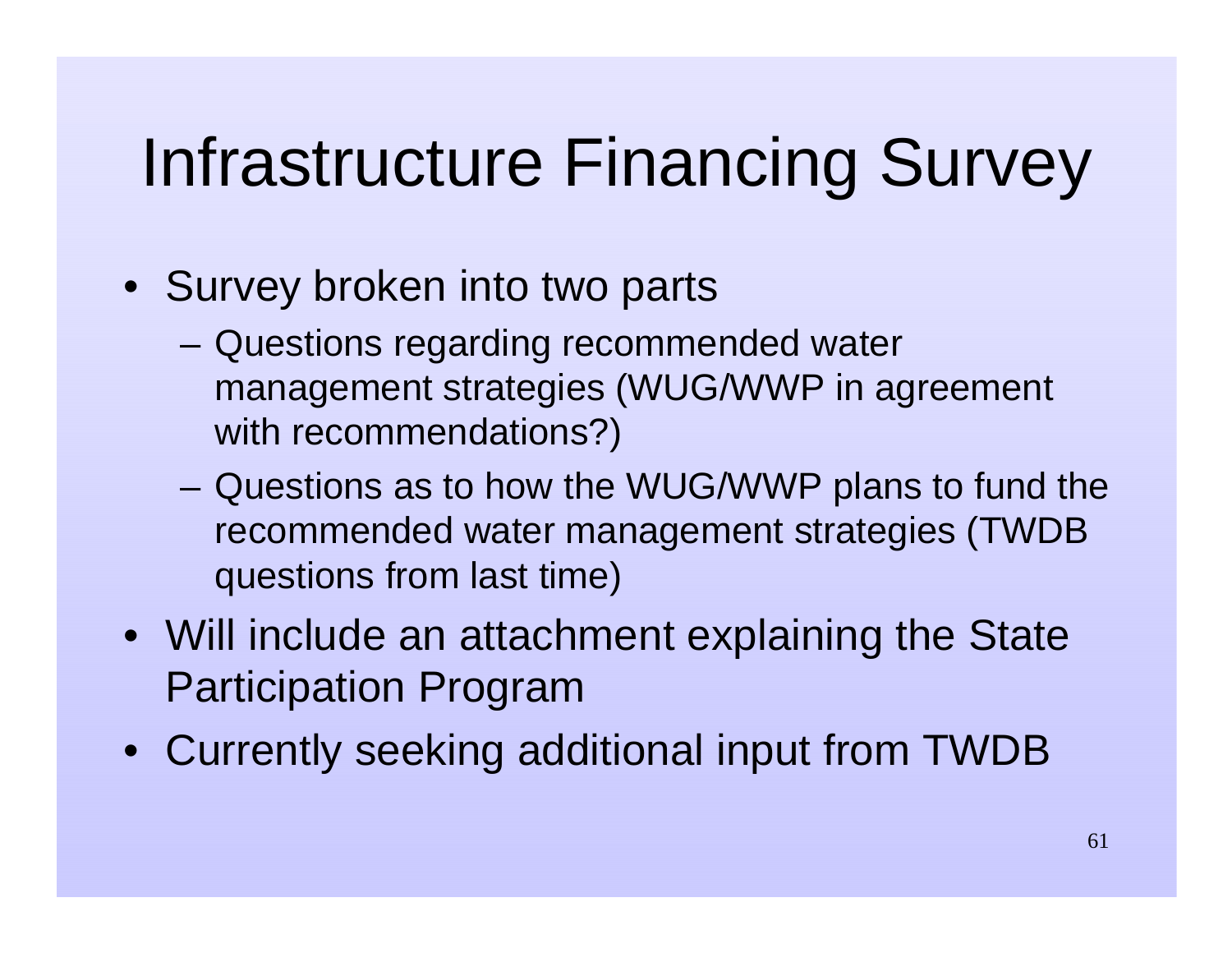# Infrastructure Financing Survey

- Survey broken into two parts
  - Questions regarding recommended water management strategies (WUG/WWP in agreement with recommendations?)
  - Questions as to how the WUG/WWP plans to fund the recommended water management strategies (TWDB questions from last time)
- Will include an attachment explaining the State Participation Program
- Currently seeking additional input from TWDB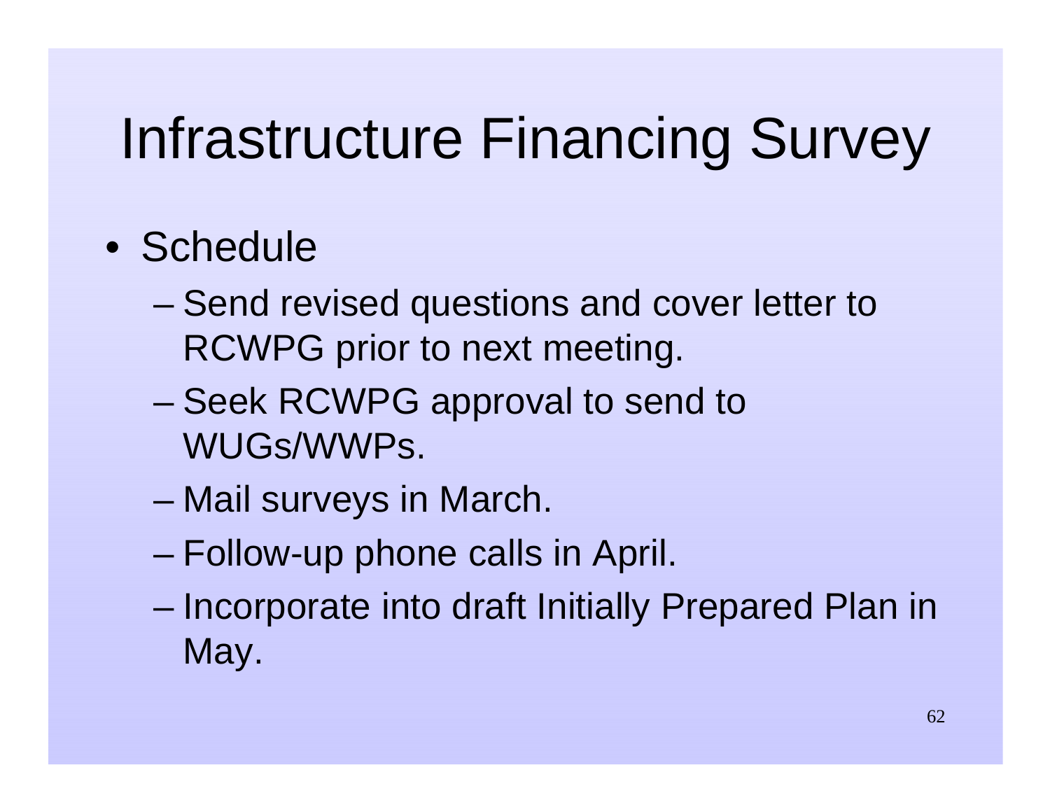# Infrastructure Financing Survey

- Schedule
  - Send revised questions and cover letter to RCWPG prior to next meeting.
  - Seek RCWPG approval to send to WUGs/WWPs.
  - Mail surveys in March.
  - Follow-up phone calls in April.
  - Incorporate into draft Initially Prepared Plan in May.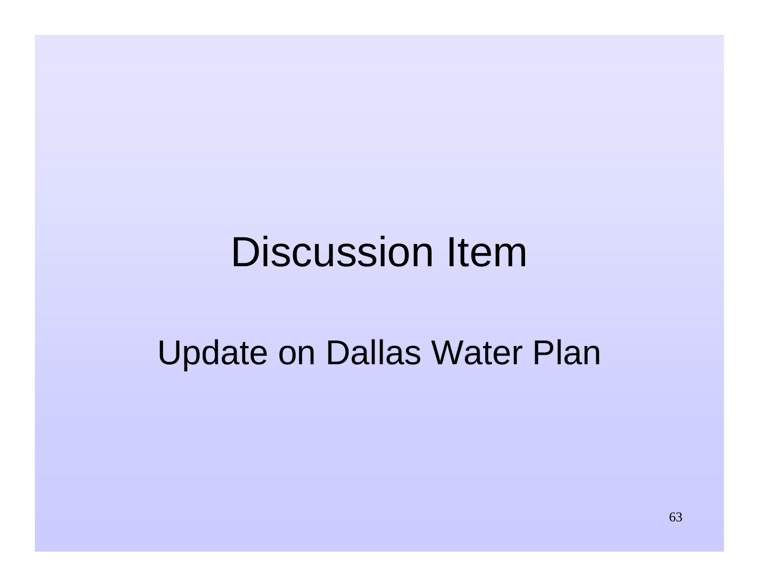# Discussion Item

## Update on Dallas Water Plan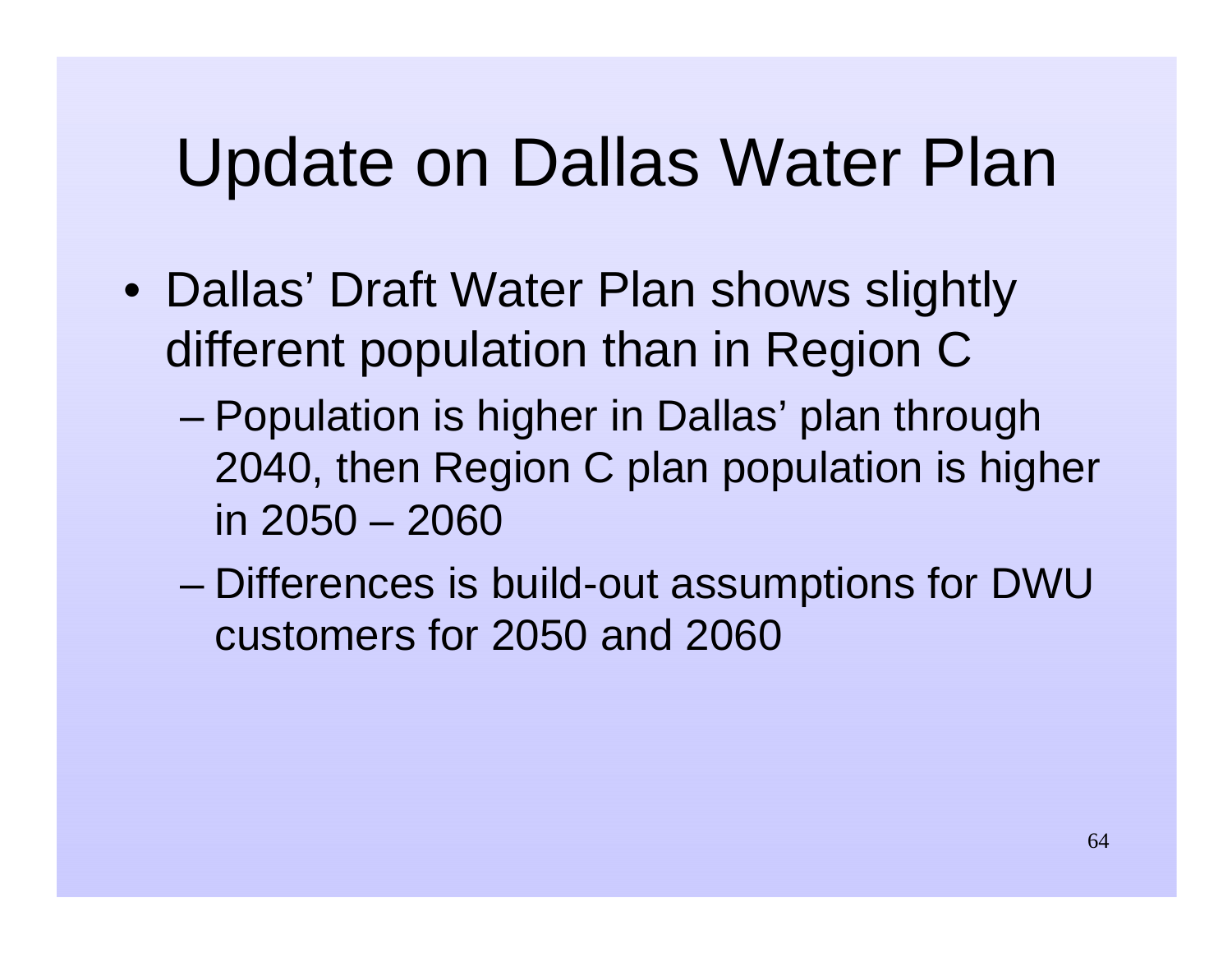# Update on Dallas Water Plan

- Dallas' Draft Water Plan shows slightly different population than in Region C
  - Population is higher in Dallas' plan through 2040, then Region C plan population is higher in 2050 – 2060
  - Differences is build-out assumptions for DWU customers for 2050 and 2060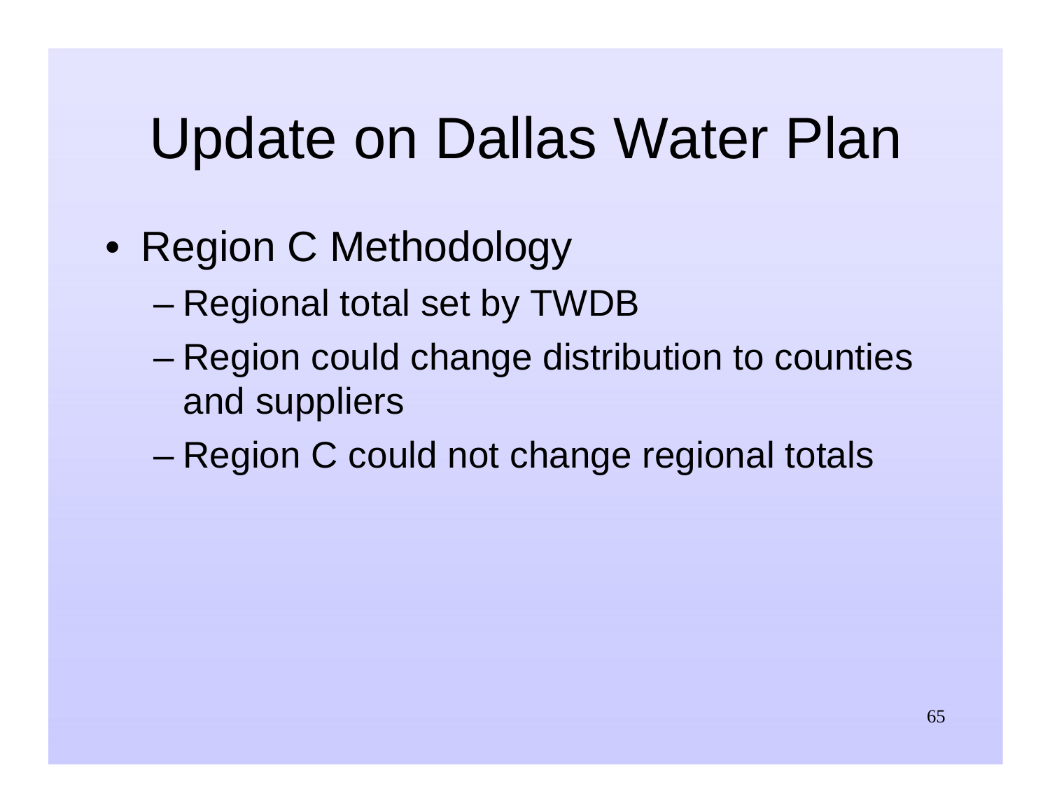# Update on Dallas Water Plan

- Region C Methodology
  - Regional total set by TWDB
  - Region could change distribution to counties and suppliers
  - Region C could not change regional totals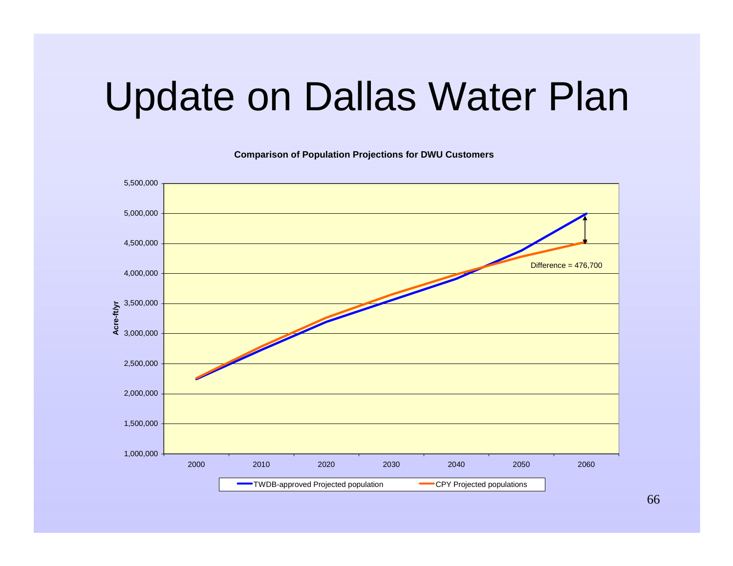# Update on Dallas Water Plan

**Comparison of Population Projections for DWU Customers**

Acre-ft/yr

5,500,000
5,000,000
4,500,000
4,000,000
3,500,000
3,000,000
2,500,000
2,000,000
1,500,000
1,000,000

2000 2010 2020 2030 2040 2050 2060

Difference = 476,700

TWDB-approved Projected population
CPY Projected populations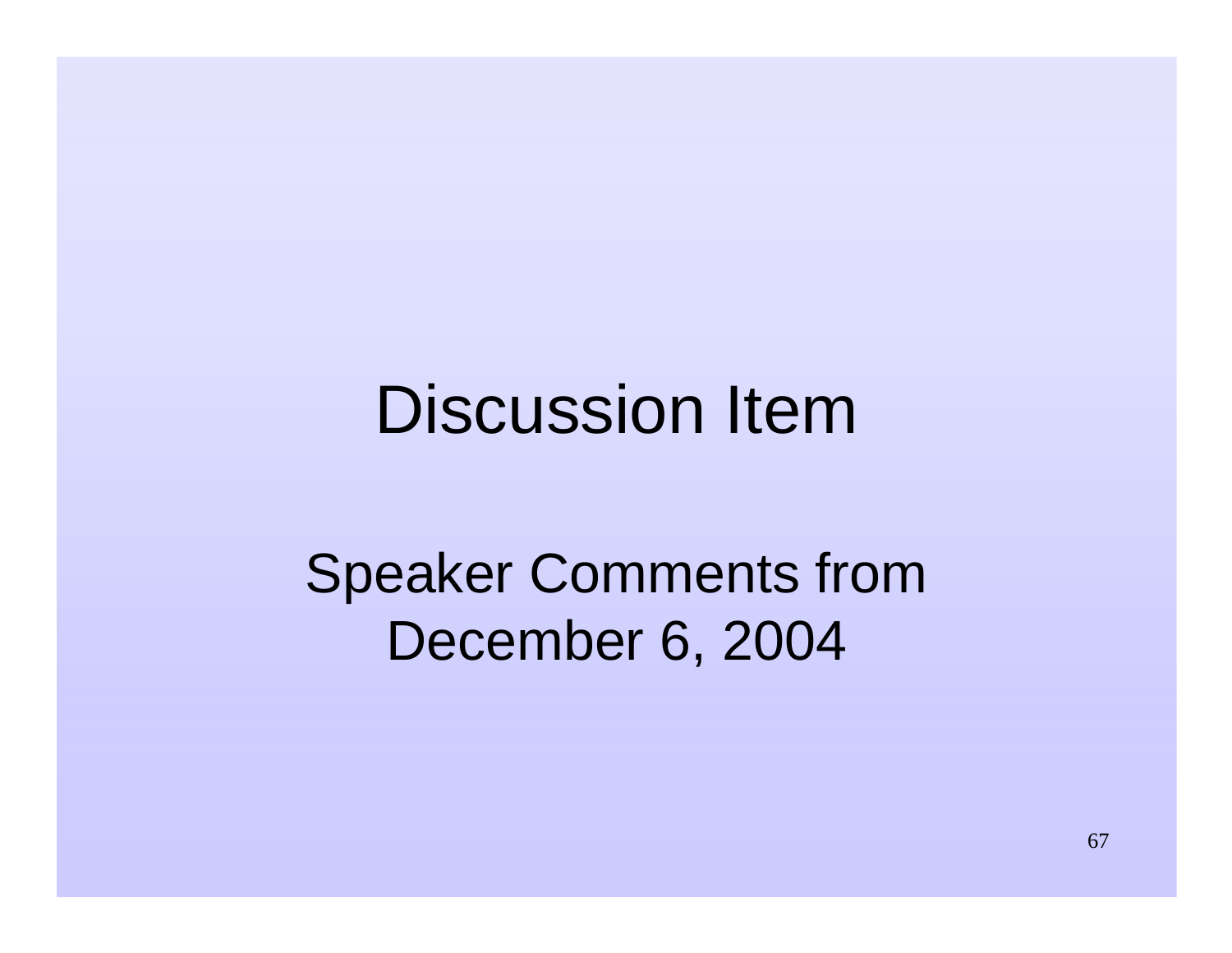# Discussion Item

Speaker Comments from December 6, 2004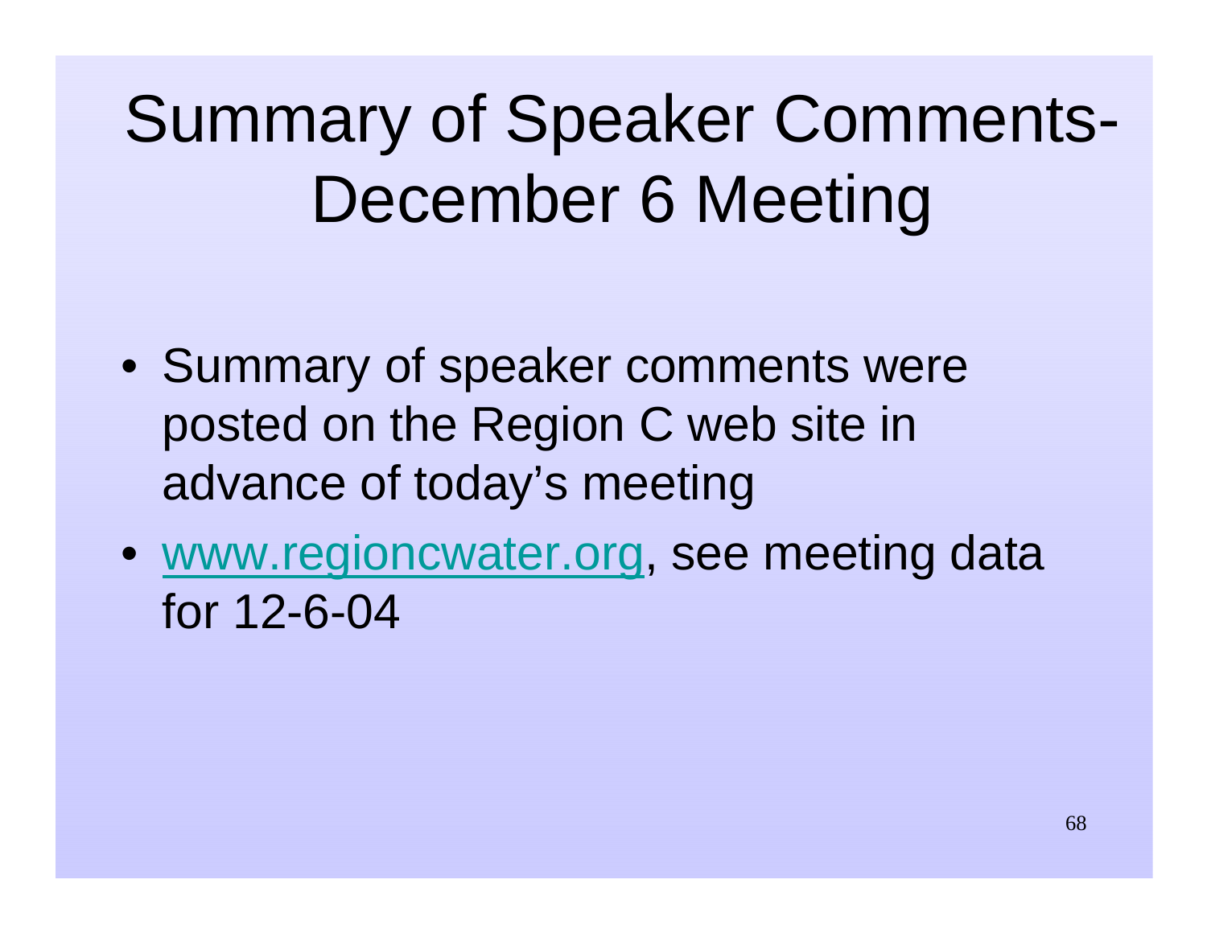# Summary of Speaker Comments- December 6 Meeting

- Summary of speaker comments were posted on the Region C web site in advance of today's meeting
- [www.regioncwater.org](http://www.regioncwater.org), see meeting data for 12-6-04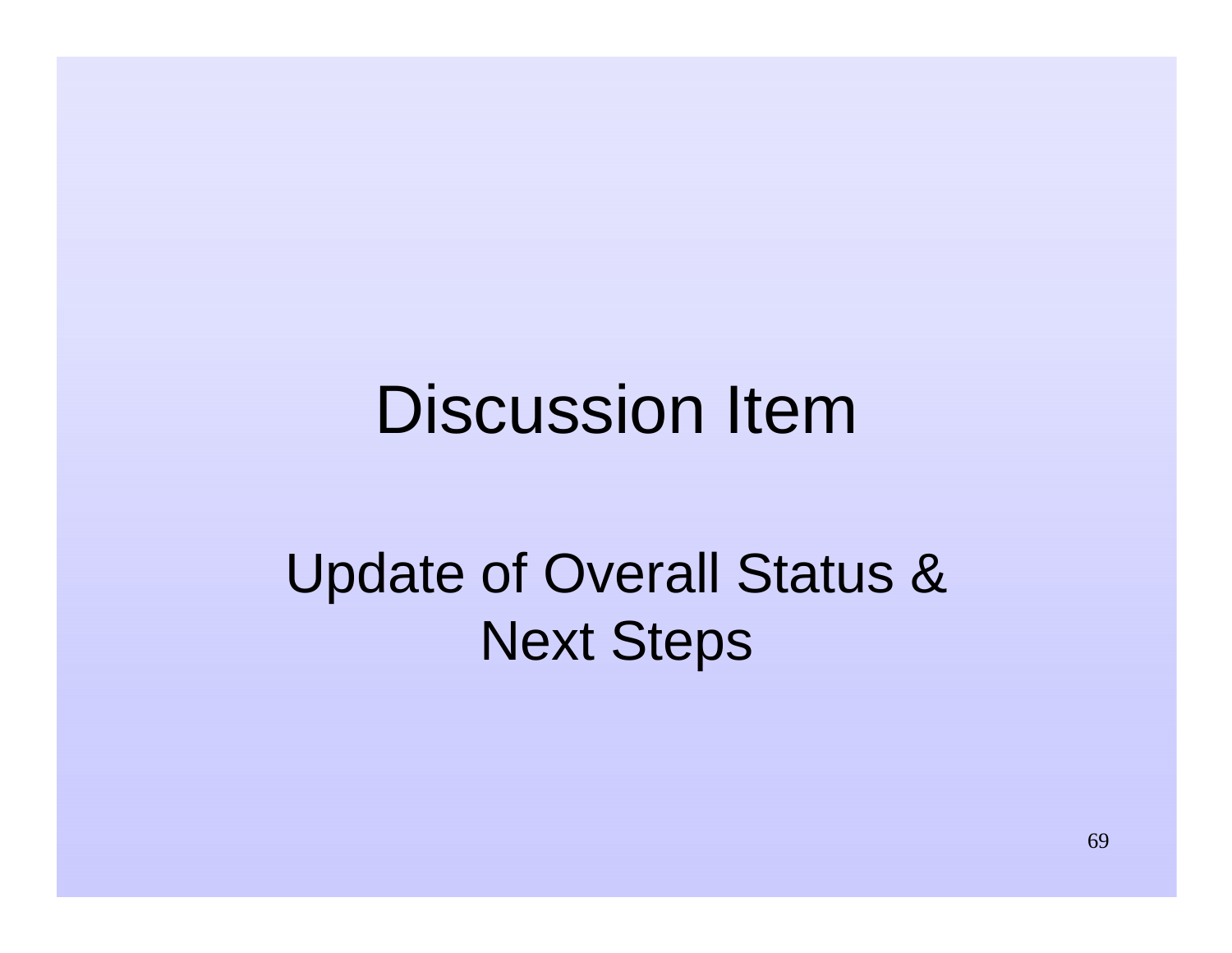# Discussion Item

## Update of Overall Status & Next Steps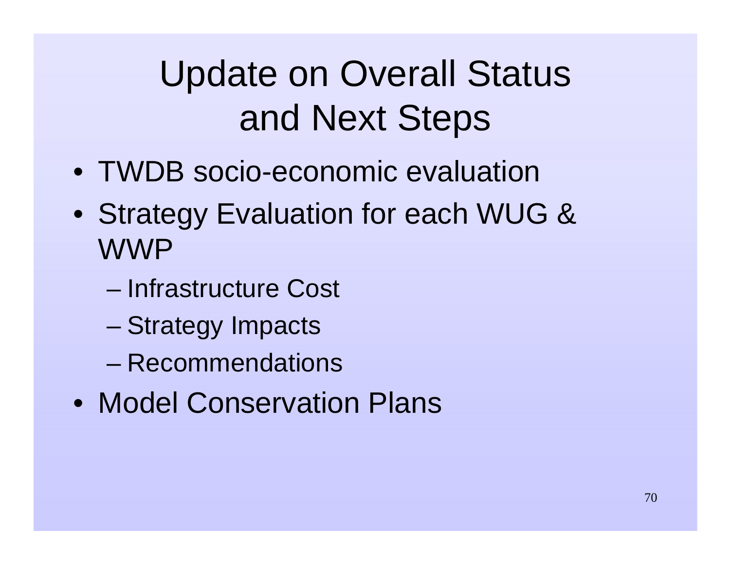# Update on Overall Status and Next Steps

- TWDB socio-economic evaluation
- Strategy Evaluation for each WUG & WWP
  - Infrastructure Cost
  - Strategy Impacts
  - Recommendations
- Model Conservation Plans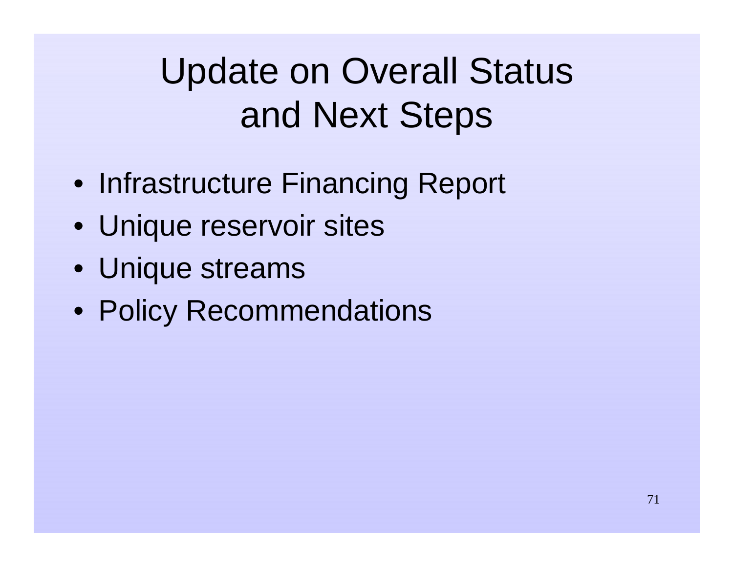# Update on Overall Status and Next Steps

- Infrastructure Financing Report
- Unique reservoir sites
- Unique streams
- Policy Recommendations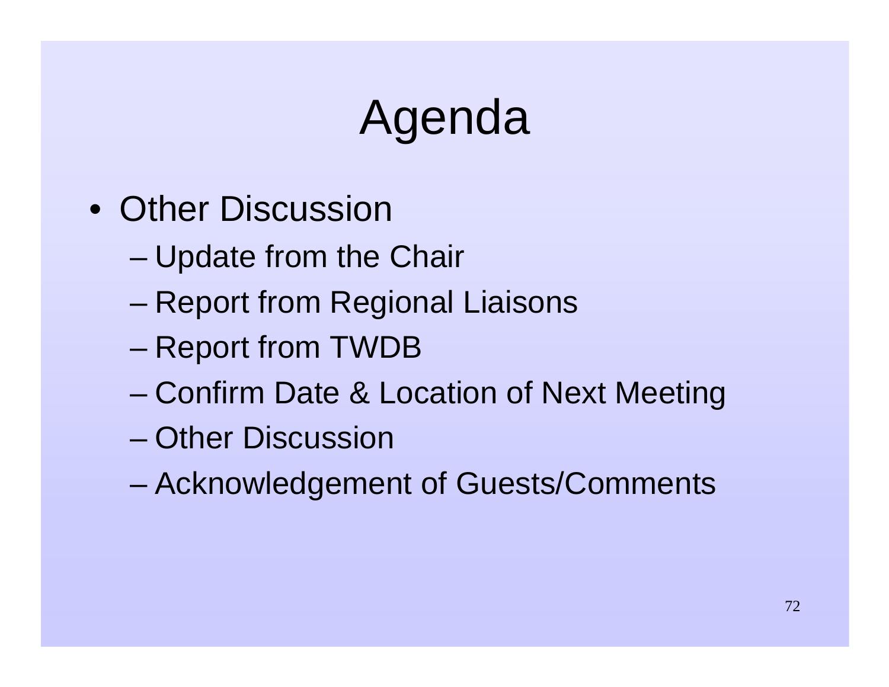# Agenda

- Other Discussion
  - Update from the Chair
  - Report from Regional Liaisons
  - Report from TWDB
  - Confirm Date & Location of Next Meeting
  - Other Discussion
  - Acknowledgement of Guests/Comments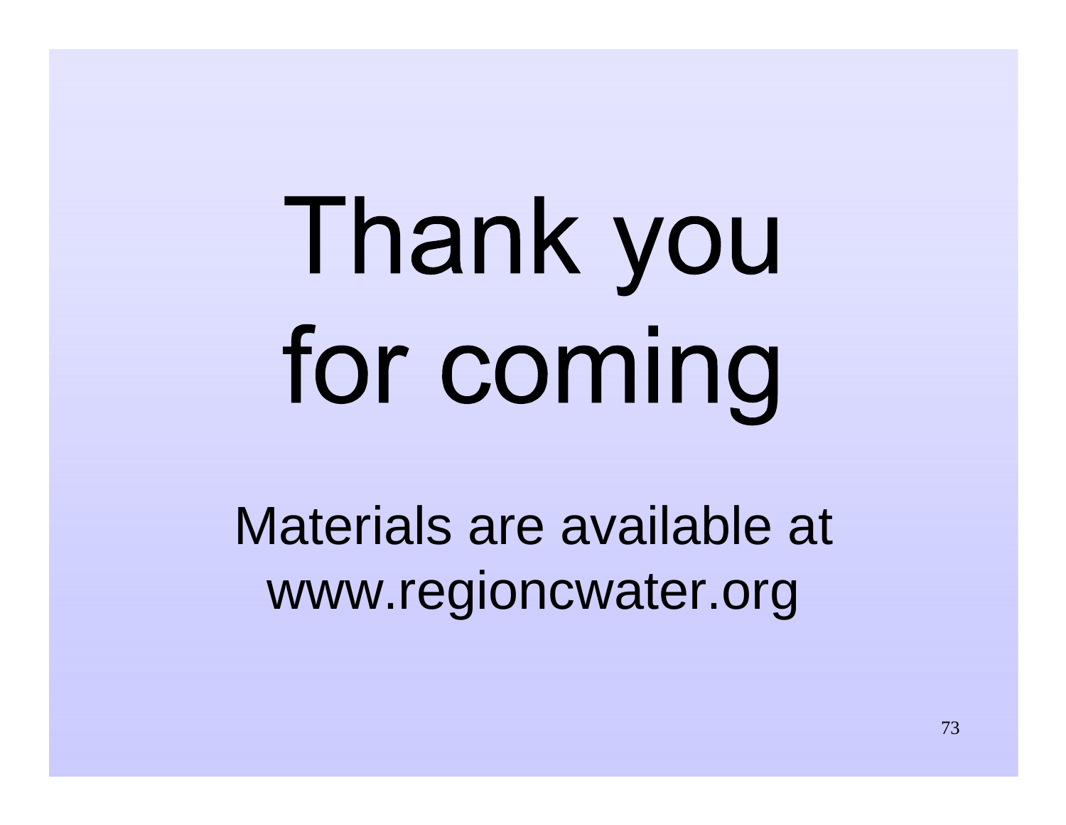# Thank you for coming

Materials are available at www.regioncwater.org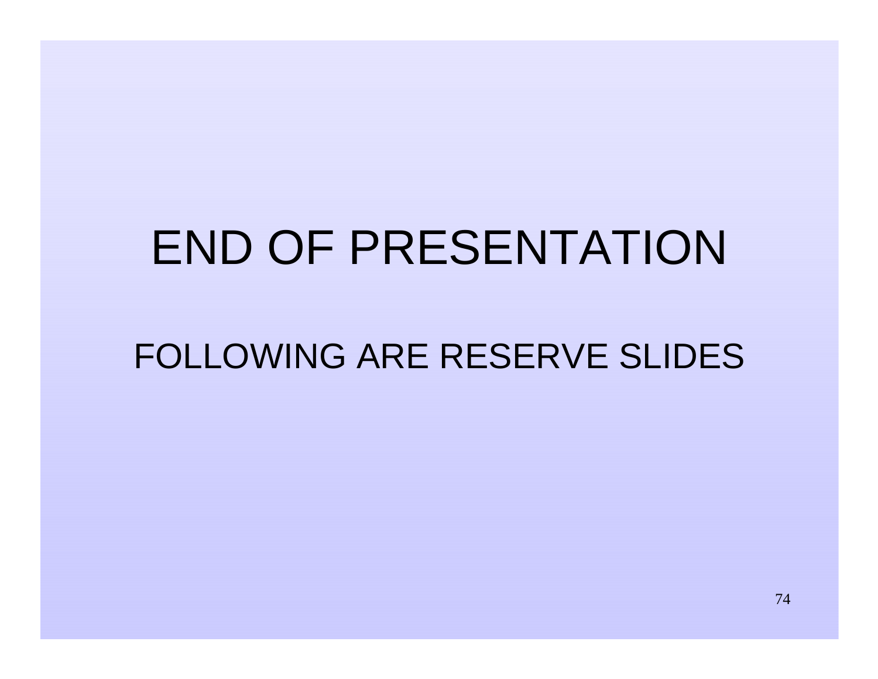# END OF PRESENTATION

## FOLLOWING ARE RESERVE SLIDES